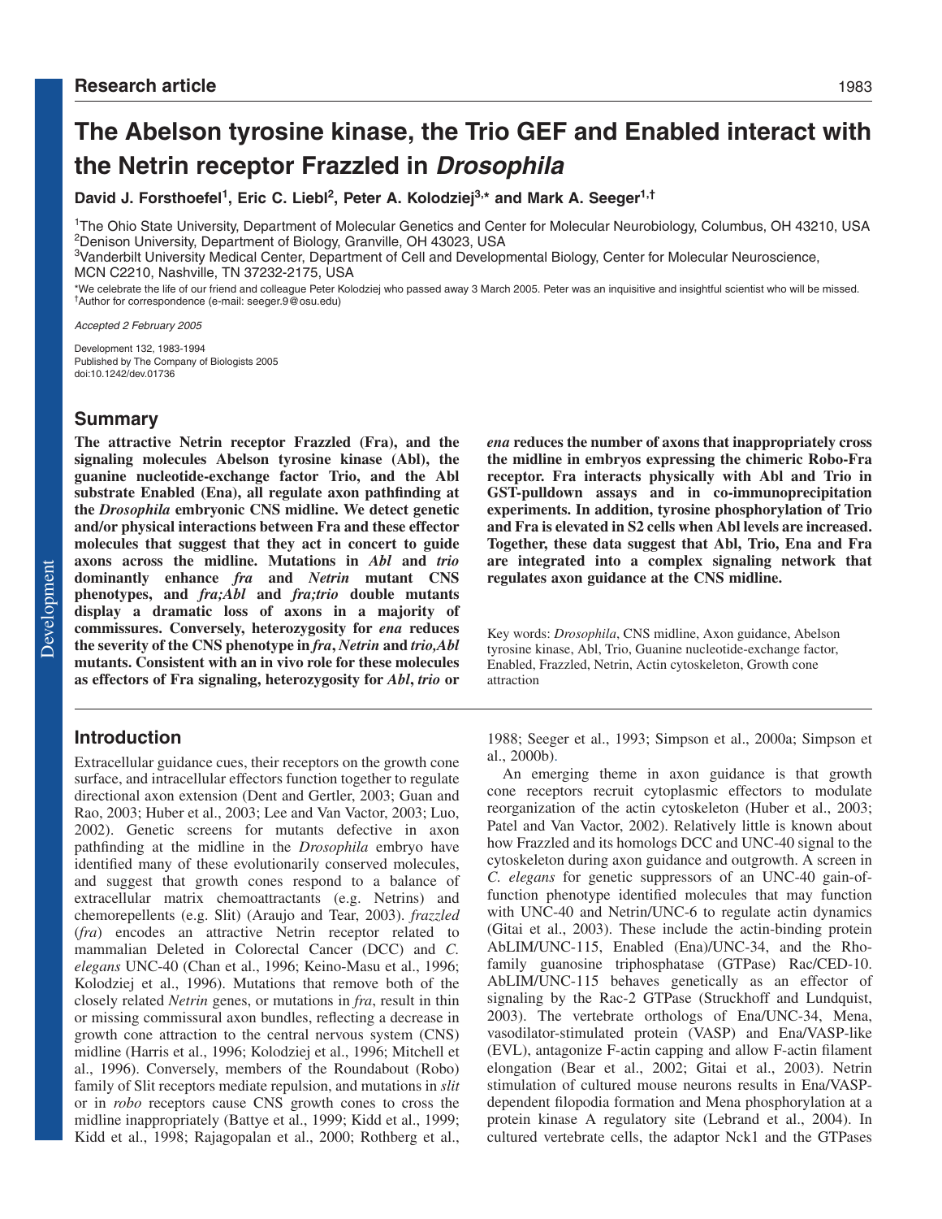# The Abelson tyrosine kinase, the Trio GEF and Enabled interact with the Netrin receptor Frazzled in *Drosophila*

**David J. Forsthoefel[1], Eric C. Liebl[2], Peter A. Kolodziej[3,*] and Mark A. Seeger[1,†]**

[1]The Ohio State University, Department of Molecular Genetics and Center for Molecular Neurobiology, Columbus, OH 43210, USA
[2]Denison University, Department of Biology, Granville, OH 43023, USA
[3]Vanderbilt University Medical Center, Department of Cell and Developmental Biology, Center for Molecular Neuroscience, MCN C2210, Nashville, TN 37232-2175, USA

*We celebrate the life of our friend and colleague Peter Kolodziej who passed away 3 March 2005. Peter was an inquisitive and insightful scientist who will be missed.
†Author for correspondence (e-mail: seeger.9@osu.edu)

*Accepted 2 February 2005*

Development 132, 1983-1994
Published by The Company of Biologists 2005
doi:10.1242/dev.01736

## Summary

**The attractive Netrin receptor Frazzled (Fra), and the signaling molecules Abelson tyrosine kinase (Abl), the guanine nucleotide-exchange factor Trio, and the Abl substrate Enabled (Ena), all regulate axon pathfinding at the *Drosophila* embryonic CNS midline. We detect genetic and/or physical interactions between Fra and these effector molecules that suggest that they act in concert to guide axons across the midline. Mutations in *Abl* and *trio* dominantly enhance *fra* and *Netrin* mutant CNS phenotypes, and *fra;Abl* and *fra;trio* double mutants display a dramatic loss of axons in a majority of commissures. Conversely, heterozygosity for *ena* reduces the severity of the CNS phenotype in *fra*, *Netrin* and *trio,Abl* mutants. Consistent with an in vivo role for these molecules as effectors of Fra signaling, heterozygosity for *Abl*, *trio* or *ena* reduces the number of axons that inappropriately cross the midline in embryos expressing the chimeric Robo-Fra receptor. Fra interacts physically with Abl and Trio in GST-pulldown assays and in co-immunoprecipitation experiments. In addition, tyrosine phosphorylation of Trio and Fra is elevated in S2 cells when Abl levels are increased. Together, these data suggest that Abl, Trio, Ena and Fra are integrated into a complex signaling network that regulates axon guidance at the CNS midline.**

Key words: *Drosophila*, CNS midline, Axon guidance, Abelson tyrosine kinase, Abl, Trio, Guanine nucleotide-exchange factor, Enabled, Frazzled, Netrin, Actin cytoskeleton, Growth cone attraction

## Introduction

Extracellular guidance cues, their receptors on the growth cone surface, and intracellular effectors function together to regulate directional axon extension (Dent and Gertler, 2003; Guan and Rao, 2003; Huber et al., 2003; Lee and Van Vactor, 2003; Luo, 2002). Genetic screens for mutants defective in axon pathfinding at the midline in the *Drosophila* embryo have identified many of these evolutionarily conserved molecules, and suggest that growth cones respond to a balance of extracellular matrix chemoattractants (e.g. Netrins) and chemorepellents (e.g. Slit) (Araujo and Tear, 2003). *frazzled* (*fra*) encodes an attractive Netrin receptor related to mammalian Deleted in Colorectal Cancer (DCC) and *C. elegans* UNC-40 (Chan et al., 1996; Keino-Masu et al., 1996; Kolodziej et al., 1996). Mutations that remove both of the closely related *Netrin* genes, or mutations in *fra*, result in thin or missing commissural axon bundles, reflecting a decrease in growth cone attraction to the central nervous system (CNS) midline (Harris et al., 1996; Kolodziej et al., 1996; Mitchell et al., 1996). Conversely, members of the Roundabout (Robo) family of Slit receptors mediate repulsion, and mutations in *slit* or in *robo* receptors cause CNS growth cones to cross the midline inappropriately (Battye et al., 1999; Kidd et al., 1999; Kidd et al., 1998; Rajagopalan et al., 2000; Rothberg et al., 1988; Seeger et al., 1993; Simpson et al., 2000a; Simpson et al., 2000b).

An emerging theme in axon guidance is that growth cone receptors recruit cytoplasmic effectors to modulate reorganization of the actin cytoskeleton (Huber et al., 2003; Patel and Van Vactor, 2002). Relatively little is known about how Frazzled and its homologs DCC and UNC-40 signal to the cytoskeleton during axon guidance and outgrowth. A screen in *C. elegans* for genetic suppressors of an UNC-40 gain-of-function phenotype identified molecules that may function with UNC-40 and Netrin/UNC-6 to regulate actin dynamics (Gitai et al., 2003). These include the actin-binding protein AbLIM/UNC-115, Enabled (Ena)/UNC-34, and the Rho-family guanosine triphosphatase (GTPase) Rac/CED-10. AbLIM/UNC-115 behaves genetically as an effector of signaling by the Rac-2 GTPase (Struckhoff and Lundquist, 2003). The vertebrate orthologs of Ena/UNC-34, Mena, vasodilator-stimulated protein (VASP) and Ena/VASP-like (EVL), antagonize F-actin capping and allow F-actin filament elongation (Bear et al., 2002; Gitai et al., 2003). Netrin stimulation of cultured mouse neurons results in Ena/VASP-dependent filopodia formation and Mena phosphorylation at a protein kinase A regulatory site (Lebrand et al., 2004). In cultured vertebrate cells, the adaptor Nck1 and the GTPases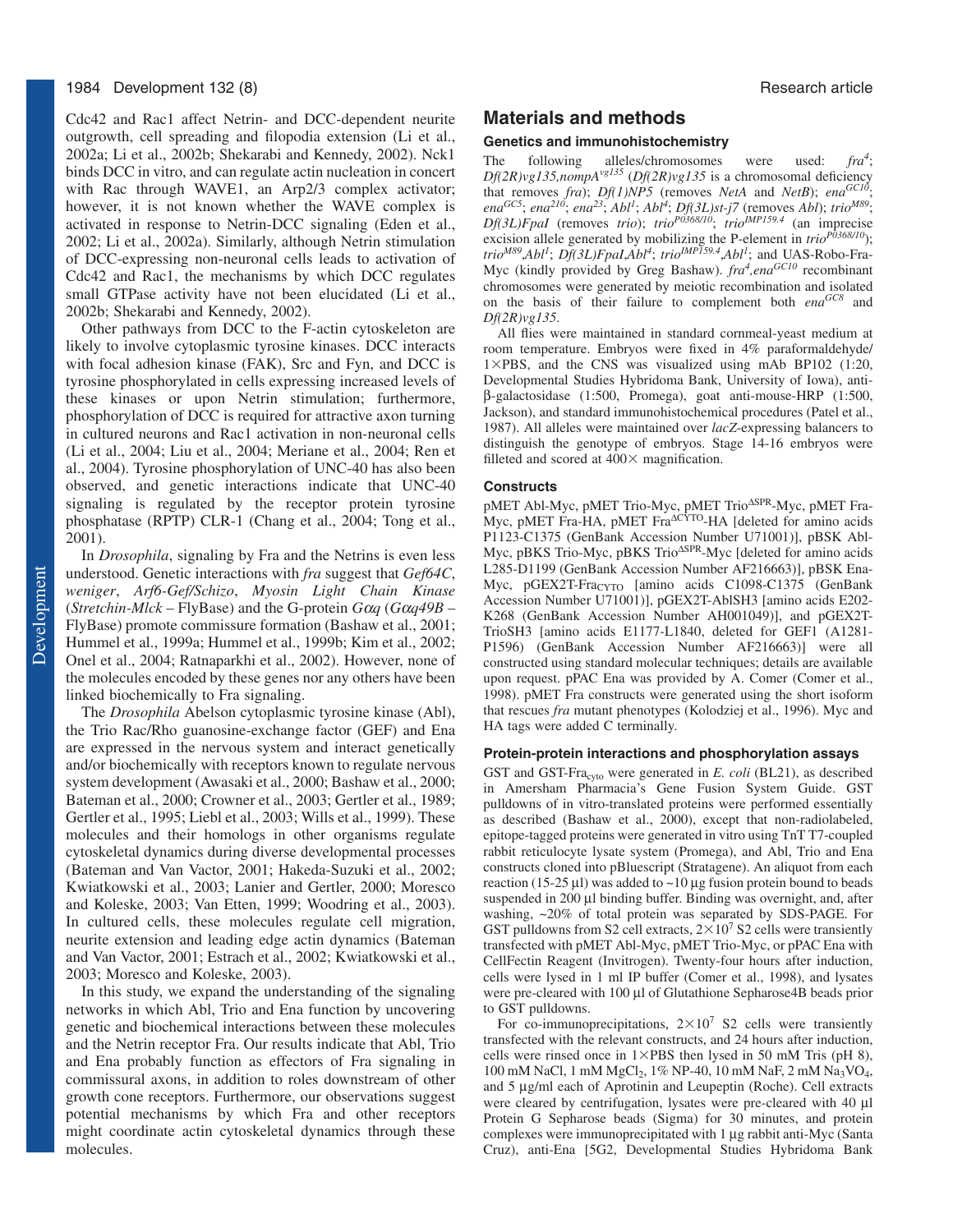Cdc42 and Rac1 affect Netrin- and DCC-dependent neurite outgrowth, cell spreading and filopodia extension (Li et al., 2002a; Li et al., 2002b; Shekarabi and Kennedy, 2002). Nck1 binds DCC in vitro, and can regulate actin nucleation in concert with Rac through WAVE1, an Arp2/3 complex activator; however, it is not known whether the WAVE complex is activated in response to Netrin-DCC signaling (Eden et al., 2002; Li et al., 2002a). Similarly, although Netrin stimulation of DCC-expressing non-neuronal cells leads to activation of Cdc42 and Rac1, the mechanisms by which DCC regulates small GTPase activity have not been elucidated (Li et al., 2002b; Shekarabi and Kennedy, 2002).

Other pathways from DCC to the F-actin cytoskeleton are likely to involve cytoplasmic tyrosine kinases. DCC interacts with focal adhesion kinase (FAK), Src and Fyn, and DCC is tyrosine phosphorylated in cells expressing increased levels of these kinases or upon Netrin stimulation; furthermore, phosphorylation of DCC is required for attractive axon turning in cultured neurons and Rac1 activation in non-neuronal cells (Li et al., 2004; Liu et al., 2004; Meriane et al., 2004; Ren et al., 2004). Tyrosine phosphorylation of UNC-40 has also been observed, and genetic interactions indicate that UNC-40 signaling is regulated by the receptor protein tyrosine phosphatase (RPTP) CLR-1 (Chang et al., 2004; Tong et al., 2001).

In *Drosophila*, signaling by Fra and the Netrins is even less understood. Genetic interactions with *fra* suggest that *Gef64C*, *weniger*, *Arf6-Gef/Schizo*, *Myosin Light Chain Kinase* (*Stretchin-Mlck* – FlyBase) and the G-protein *Gαq* (*Gαq49B* – FlyBase) promote commissure formation (Bashaw et al., 2001; Hummel et al., 1999a; Hummel et al., 1999b; Kim et al., 2002; Onel et al., 2004; Ratnaparkhi et al., 2002). However, none of the molecules encoded by these genes nor any others have been linked biochemically to Fra signaling.

The *Drosophila* Abelson cytoplasmic tyrosine kinase (Abl), the Trio Rac/Rho guanosine-exchange factor (GEF) and Ena are expressed in the nervous system and interact genetically and/or biochemically with receptors known to regulate nervous system development (Awasaki et al., 2000; Bashaw et al., 2000; Bateman et al., 2000; Crowner et al., 2003; Gertler et al., 1989; Gertler et al., 1995; Liebl et al., 2003; Wills et al., 1999). These molecules and their homologs in other organisms regulate cytoskeletal dynamics during diverse developmental processes (Bateman and Van Vactor, 2001; Hakeda-Suzuki et al., 2002; Kwiatkowski et al., 2003; Lanier and Gertler, 2000; Moresco and Koleske, 2003; Van Etten, 1999; Woodring et al., 2003). In cultured cells, these molecules regulate cell migration, neurite extension and leading edge actin dynamics (Bateman and Van Vactor, 2001; Estrach et al., 2002; Kwiatkowski et al., 2003; Moresco and Koleske, 2003).

In this study, we expand the understanding of the signaling networks in which Abl, Trio and Ena function by uncovering genetic and biochemical interactions between these molecules and the Netrin receptor Fra. Our results indicate that Abl, Trio and Ena probably function as effectors of Fra signaling in commissural axons, in addition to roles downstream of other growth cone receptors. Furthermore, our observations suggest potential mechanisms by which Fra and other receptors might coordinate actin cytoskeletal dynamics through these molecules.

## Materials and methods

### Genetics and immunohistochemistry

The following alleles/chromosomes were used: *fra*$^{4}$; *Df(2R)vg135,nompA*$^{vg135}$ (*Df(2R)vg135* is a chromosomal deficiency that removes *fra*); *Df(1)NP5* (removes *NetA* and *NetB*); *ena*$^{GC10}$; *ena*$^{GC5}$; *ena*$^{210}$; *ena*$^{23}$; *Abl*$^{1}$; *Abl*$^{4}$; *Df(3L)st-j7* (removes *Abl*); *trio*$^{M89}$; *Df(3L)FpaI* (removes *trio*); *trio*$^{P0368/10}$; *trio*$^{IMP159.4}$ (an imprecise excision allele generated by mobilizing the P-element in *trio*$^{P0368/10}$); *trio*$^{M89}$*,Abl*$^{1}$; *Df(3L)FpaI,Abl*$^{4}$; *trio*$^{IMP159.4}$*,Abl*$^{1}$; and UAS-Robo-Fra-Myc (kindly provided by Greg Bashaw). *fra*$^{4}$*,ena*$^{GC10}$ recombinant chromosomes were generated by meiotic recombination and isolated on the basis of their failure to complement both *ena*$^{GC8}$ and *Df(2R)vg135*.

All flies were maintained in standard cornmeal-yeast medium at room temperature. Embryos were fixed in 4% paraformaldehyde/1×PBS, and the CNS was visualized using mAb BP102 (1:20, Developmental Studies Hybridoma Bank, University of Iowa), anti-β-galactosidase (1:500, Promega), goat anti-mouse-HRP (1:500, Jackson), and standard immunohistochemical procedures (Patel et al., 1987). All alleles were maintained over *lacZ*-expressing balancers to distinguish the genotype of embryos. Stage 14-16 embryos were filleted and scored at 400× magnification.

### Constructs

pMET Abl-Myc, pMET Trio-Myc, pMET Trio$^{\Delta SPR}$-Myc, pMET Fra-Myc, pMET Fra-HA, pMET Fra$^{\Delta CYTO}$-HA [deleted for amino acids P1123-C1375 (GenBank Accession Number U71001)], pBSK Abl-Myc, pBKS Trio-Myc, pBKS Trio$^{\Delta SPR}$-Myc [deleted for amino acids L285-D1199 (GenBank Accession Number AF216663)], pBSK Ena-Myc, pGEX2T-Fra$_{CYTO}$ [amino acids C1098-C1375 (GenBank Accession Number U71001)], pGEX2T-AblSH3 [amino acids E202-K268 (GenBank Accession Number AH001049)], and pGEX2T-TrioSH3 [amino acids E1177-L1840, deleted for GEF1 (A1281-P1596) (GenBank Accession Number AF216663)] were all constructed using standard molecular techniques; details are available upon request. pPAC Ena was provided by A. Comer (Comer et al., 1998). pMET Fra constructs were generated using the short isoform that rescues *fra* mutant phenotypes (Kolodziej et al., 1996). Myc and HA tags were added C terminally.

### Protein-protein interactions and phosphorylation assays

GST and GST-Fra$_{cyto}$ were generated in *E. coli* (BL21), as described in Amersham Pharmacia's Gene Fusion System Guide. GST pulldowns of in vitro-translated proteins were performed essentially as described (Bashaw et al., 2000), except that non-radiolabeled, epitope-tagged proteins were generated in vitro using TnT T7-coupled rabbit reticulocyte lysate system (Promega), and Abl, Trio and Ena constructs cloned into pBluescript (Stratagene). An aliquot from each reaction (15-25 μl) was added to ~10 μg fusion protein bound to beads suspended in 200 μl binding buffer. Binding was overnight, and, after washing, ~20% of total protein was separated by SDS-PAGE. For GST pulldowns from S2 cell extracts, $2\times10^{7}$ S2 cells were transiently transfected with pMET Abl-Myc, pMET Trio-Myc, or pPAC Ena with CellFectin Reagent (Invitrogen). Twenty-four hours after induction, cells were lysed in 1 ml IP buffer (Comer et al., 1998), and lysates were pre-cleared with 100 μl of Glutathione Sepharose4B beads prior to GST pulldowns.

For co-immunoprecipitations, $2\times10^{7}$ S2 cells were transiently transfected with the relevant constructs, and 24 hours after induction, cells were rinsed once in 1×PBS then lysed in 50 mM Tris (pH 8), 100 mM NaCl, 1 mM $MgCl_2$, 1% NP-40, 10 mM NaF, 2 mM $Na_3VO_4$, and 5 μg/ml each of Aprotinin and Leupeptin (Roche). Cell extracts were cleared by centrifugation, lysates were pre-cleared with 40 μl Protein G Sepharose beads (Sigma) for 30 minutes, and protein complexes were immunoprecipitated with 1 μg rabbit anti-Myc (Santa Cruz), anti-Ena [5G2, Developmental Studies Hybridoma Bank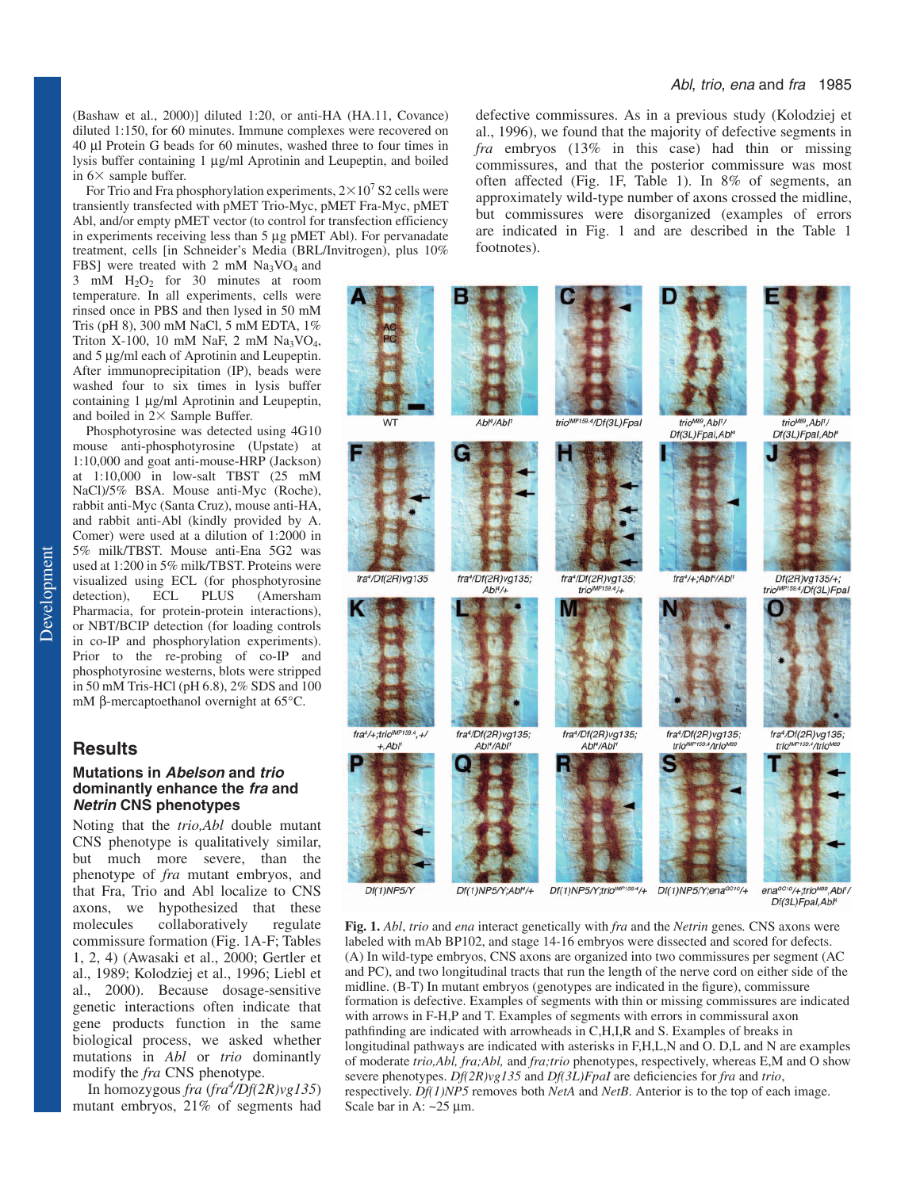(Bashaw et al., 2000)] diluted 1:20, or anti-HA (HA.11, Covance) diluted 1:150, for 60 minutes. Immune complexes were recovered on 40 μl Protein G beads for 60 minutes, washed three to four times in lysis buffer containing 1 μg/ml Aprotinin and Leupeptin, and boiled in 6× sample buffer.

For Trio and Fra phosphorylation experiments, $2\times10^7$ S2 cells were transiently transfected with pMET Trio-Myc, pMET Fra-Myc, pMET Abl, and/or empty pMET vector (to control for transfection efficiency in experiments receiving less than 5 μg pMET Abl). For pervanadate treatment, cells [in Schneider's Media (BRL/Invitrogen), plus 10% FBS] were treated with 2 mM $Na_3VO_4$ and 3 mM $H_2O_2$ for 30 minutes at room temperature. In all experiments, cells were rinsed once in PBS and then lysed in 50 mM Tris (pH 8), 300 mM NaCl, 5 mM EDTA, 1% Triton X-100, 10 mM NaF, 2 mM $Na_3VO_4$, and 5 μg/ml each of Aprotinin and Leupeptin. After immunoprecipitation (IP), beads were washed four to six times in lysis buffer containing 1 μg/ml Aprotinin and Leupeptin, and boiled in 2× Sample Buffer.

Phosphotyrosine was detected using 4G10 mouse anti-phosphotyrosine (Upstate) at 1:10,000 and goat anti-mouse-HRP (Jackson) at 1:10,000 in low-salt TBST (25 mM NaCl)/5% BSA. Mouse anti-Myc (Roche), rabbit anti-Myc (Santa Cruz), mouse anti-HA, and rabbit anti-Abl (kindly provided by A. Comer) were used at a dilution of 1:2000 in 5% milk/TBST. Mouse anti-Ena 5G2 was used at 1:200 in 5% milk/TBST. Proteins were visualized using ECL (for phosphotyrosine detection), ECL PLUS (Amersham Pharmacia, for protein-protein interactions), or NBT/BCIP detection (for loading controls in co-IP and phosphorylation experiments). Prior to the re-probing of co-IP and phosphotyrosine westerns, blots were stripped in 50 mM Tris-HCl (pH 6.8), 2% SDS and 100 mM β-mercaptoethanol overnight at 65°C.

# Results

## Mutations in *Abelson* and *trio* dominantly enhance the *fra* and *Netrin* CNS phenotypes

Noting that the *trio,Abl* double mutant CNS phenotype is qualitatively similar, but much more severe, than the phenotype of *fra* mutant embryos, and that Fra, Trio and Abl localize to CNS axons, we hypothesized that these molecules collaboratively regulate commissure formation (Fig. 1A-F; Tables 1, 2, 4) (Awasaki et al., 2000; Gertler et al., 1989; Kolodziej et al., 1996; Liebl et al., 2000). Because dosage-sensitive genetic interactions often indicate that gene products function in the same biological process, we asked whether mutations in *Abl* or *trio* dominantly modify the *fra* CNS phenotype.

In homozygous *fra* (*fra*[4]/*Df(2R)vg135*) mutant embryos, 21% of segments had defective commissures. As in a previous study (Kolodziej et al., 1996), we found that the majority of defective segments in *fra* embryos (13% in this case) had thin or missing commissures, and that the posterior commissure was most often affected (Fig. 1F, Table 1). In 8% of segments, an approximately wild-type number of axons crossed the midline, but commissures were disorganized (examples of errors are indicated in Fig. 1 and are described in the Table 1 footnotes).

**Fig. 1.** *Abl*, *trio* and *ena* interact genetically with *fra* and the *Netrin* genes. CNS axons were labeled with mAb BP102, and stage 14-16 embryos were dissected and scored for defects. (A) In wild-type embryos, CNS axons are organized into two commissures per segment (AC and PC), and two longitudinal tracts that run the length of the nerve cord on either side of the midline. (B-T) In mutant embryos (genotypes are indicated in the figure), commissure formation is defective. Examples of segments with thin or missing commissures are indicated with arrows in F-H,P and T. Examples of segments with errors in commissural axon pathfinding are indicated with arrowheads in C,H,I,R and S. Examples of breaks in longitudinal pathways are indicated with asterisks in F,H,L,N and O. D,L and N are examples of moderate *trio,Abl, fra;Abl,* and *fra;trio* phenotypes, respectively, whereas E,M and O show severe phenotypes. *Df(2R)vg135* and *Df(3L)FpaI* are deficiencies for *fra* and *trio*, respectively. *Df(1)NP5* removes both *NetA* and *NetB*. Anterior is to the top of each image. Scale bar in A: ~25 μm.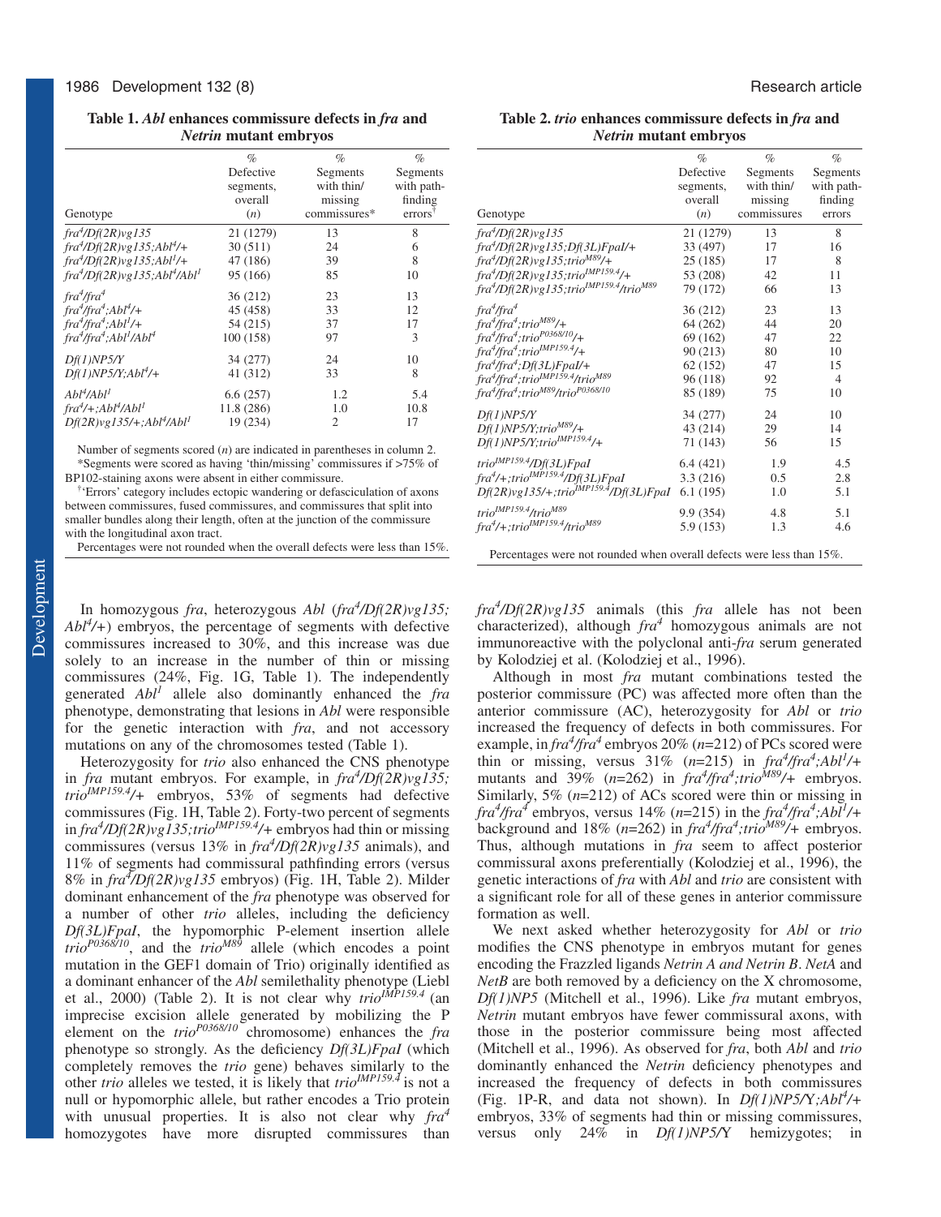**Table 1. *Abl* enhances commissure defects in *fra* and *Netrin* mutant embryos**

| Genotype | % Defective segments, overall (*n*) | % Segments with thin/ missing commissures* | % Segments with path-finding errors† |
|---|---|---|---|
| $fra^4/Df(2R)vg135$ | 21 (1279) | 13 | 8 |
| $fra^4/Df(2R)vg135;Abl^4/+$ | 30 (511) | 24 | 6 |
| $fra^4/Df(2R)vg135;Abl^1/+$ | 47 (186) | 39 | 8 |
| $fra^4/Df(2R)vg135;Abl^4/Abl^1$ | 95 (166) | 85 | 10 |
| $fra^4/fra^4$ | 36 (212) | 23 | 13 |
| $fra^4/fra^4;Abl^4/+$ | 45 (458) | 33 | 12 |
| $fra^4/fra^4;Abl^1/+$ | 54 (215) | 37 | 17 |
| $fra^4/fra^4;Abl^1/Abl^4$ | 100 (158) | 97 | 3 |
| $Df(1)NP5/Y$ | 34 (277) | 24 | 10 |
| $Df(1)NP5/Y;Abl^4/+$ | 41 (312) | 33 | 8 |
| $Abl^4/Abl^1$ | 6.6 (257) | 1.2 | 5.4 |
| $fra^4/+;Abl^4/Abl^1$ | 11.8 (286) | 1.0 | 10.8 |
| $Df(2R)vg135/+;Abl^4/Abl^1$ | 19 (234) | 2 | 17 |

Number of segments scored (*n*) are indicated in parentheses in column 2.
*Segments were scored as having 'thin/missing' commissures if >75% of BP102-staining axons were absent in either commissure.
†'Errors' category includes ectopic wandering or defasciculation of axons between commissures, fused commissures, and commissures that split into smaller bundles along their length, often at the junction of the commissure with the longitudinal axon tract.
Percentages were not rounded when the overall defects were less than 15%.

**Table 2. *trio* enhances commissure defects in *fra* and *Netrin* mutant embryos**

| Genotype | % Defective segments, overall (*n*) | % Segments with thin/ missing commissures | % Segments with path-finding errors |
|---|---|---|---|
| $fra^4/Df(2R)vg135$ | 21 (1279) | 13 | 8 |
| $fra^4/Df(2R)vg135;Df(3L)FpaI/+$ | 33 (497) | 17 | 16 |
| $fra^4/Df(2R)vg135;trio^{M89}/+$ | 25 (185) | 17 | 8 |
| $fra^4/Df(2R)vg135;trio^{IMP159.4}/+$ | 53 (208) | 42 | 11 |
| $fra^4/Df(2R)vg135;trio^{IMP159.4}/trio^{M89}$ | 79 (172) | 66 | 13 |
| $fra^4/fra^4$ | 36 (212) | 23 | 13 |
| $fra^4/fra^4;trio^{M89}/+$ | 64 (262) | 44 | 20 |
| $fra^4/fra^4;trio^{P0368/10}/+$ | 69 (162) | 47 | 22 |
| $fra^4/fra^4;trio^{IMP159.4}/+$ | 90 (213) | 80 | 10 |
| $fra^4/fra^4;Df(3L)FpaI/+$ | 62 (152) | 47 | 15 |
| $fra^4/fra^4;trio^{IMP159.4}/trio^{M89}$ | 96 (118) | 92 | 4 |
| $fra^4/fra^4;trio^{M89}/trio^{P0368/10}$ | 85 (189) | 75 | 10 |
| $Df(1)NP5/Y$ | 34 (277) | 24 | 10 |
| $Df(1)NP5/Y;trio^{M89}/+$ | 43 (214) | 29 | 14 |
| $Df(1)NP5/Y;trio^{IMP159.4}/+$ | 71 (143) | 56 | 15 |
| $trio^{IMP159.4}/Df(3L)FpaI$ | 6.4 (421) | 1.9 | 4.5 |
| $fra^4/+;trio^{IMP159.4}/Df(3L)FpaI$ | 3.3 (216) | 0.5 | 2.8 |
| $Df(2R)vg135/+;trio^{IMP159.4}/Df(3L)FpaI$ | 6.1 (195) | 1.0 | 5.1 |
| $trio^{IMP159.4}/trio^{M89}$ | 9.9 (354) | 4.8 | 5.1 |
| $fra^4/+;trio^{IMP159.4}/trio^{M89}$ | 5.9 (153) | 1.3 | 4.6 |

Percentages were not rounded when overall defects were less than 15%.

In homozygous *fra*, heterozygous *Abl* ($fra^4/Df(2R)vg135;Abl^4/+$) embryos, the percentage of segments with defective commissures increased to 30%, and this increase was due solely to an increase in the number of thin or missing commissures (24%, Fig. 1G, Table 1). The independently generated $Abl^1$ allele also dominantly enhanced the *fra* phenotype, demonstrating that lesions in *Abl* were responsible for the genetic interaction with *fra*, and not accessory mutations on any of the chromosomes tested (Table 1).

Heterozygosity for *trio* also enhanced the CNS phenotype in *fra* mutant embryos. For example, in $fra^4/Df(2R)vg135;trio^{IMP159.4}/+$ embryos, 53% of segments had defective commissures (Fig. 1H, Table 2). Forty-two percent of segments in $fra^4/Df(2R)vg135;trio^{IMP159.4}/+$ embryos had thin or missing commissures (versus 13% in $fra^4/Df(2R)vg135$ animals), and 11% of segments had commissural pathfinding errors (versus 8% in $fra^4/Df(2R)vg135$ embryos) (Fig. 1H, Table 2). Milder dominant enhancement of the *fra* phenotype was observed for a number of other *trio* alleles, including the deficiency *Df(3L)FpaI*, the hypomorphic P-element insertion allele $trio^{P0368/10}$, and the $trio^{M89}$ allele (which encodes a point mutation in the GEF1 domain of Trio) originally identified as a dominant enhancer of the *Abl* semilethality phenotype (Liebl et al., 2000) (Table 2). It is not clear why $trio^{IMP159.4}$ (an imprecise excision allele generated by mobilizing the P element on the $trio^{P0368/10}$ chromosome) enhances the *fra* phenotype so strongly. As the deficiency *Df(3L)FpaI* (which completely removes the *trio* gene) behaves similarly to the other *trio* alleles we tested, it is likely that $trio^{IMP159.4}$ is not a null or hypomorphic allele, but rather encodes a Trio protein with unusual properties. It is also not clear why $fra^4$ homozygotes have more disrupted commissures than $fra^4/Df(2R)vg135$ animals (this *fra* allele has not been characterized), although $fra^4$ homozygous animals are not immunoreactive with the polyclonal anti-*fra* serum generated by Kolodziej et al. (Kolodziej et al., 1996).

Although in most *fra* mutant combinations tested the posterior commissure (PC) was affected more often than the anterior commissure (AC), heterozygosity for *Abl* or *trio* increased the frequency of defects in both commissures. For example, in $fra^4/fra^4$ embryos 20% (*n*=212) of PCs scored were thin or missing, versus 31% (*n*=215) in $fra^4/fra^4;Abl^1/+$ mutants and 39% (*n*=262) in $fra^4/fra^4;trio^{M89}/+$ embryos. Similarly, 5% (*n*=212) of ACs scored were thin or missing in $fra^4/fra^4$ embryos, versus 14% (*n*=215) in the $fra^4/fra^4;Abl^1/+$ background and 18% (*n*=262) in $fra^4/fra^4;trio^{M89}/+$ embryos. Thus, although mutations in *fra* seem to affect posterior commissural axons preferentially (Kolodziej et al., 1996), the genetic interactions of *fra* with *Abl* and *trio* are consistent with a significant role for all of these genes in anterior commissure formation as well.

We next asked whether heterozygosity for *Abl* or *trio* modifies the CNS phenotype in embryos mutant for genes encoding the Frazzled ligands *Netrin A and Netrin B*. *NetA* and *NetB* are both removed by a deficiency on the X chromosome, *Df(1)NP5* (Mitchell et al., 1996). Like *fra* mutant embryos, *Netrin* mutant embryos have fewer commissural axons, with those in the posterior commissure being most affected (Mitchell et al., 1996). As observed for *fra*, both *Abl* and *trio* dominantly enhanced the *Netrin* deficiency phenotypes and increased the frequency of defects in both commissures (Fig. 1P-R, and data not shown). In $Df(1)NP5/Y;Abl^4/+$ embryos, 33% of segments had thin or missing commissures, versus only 24% in *Df(1)NP5/Y* hemizygotes; in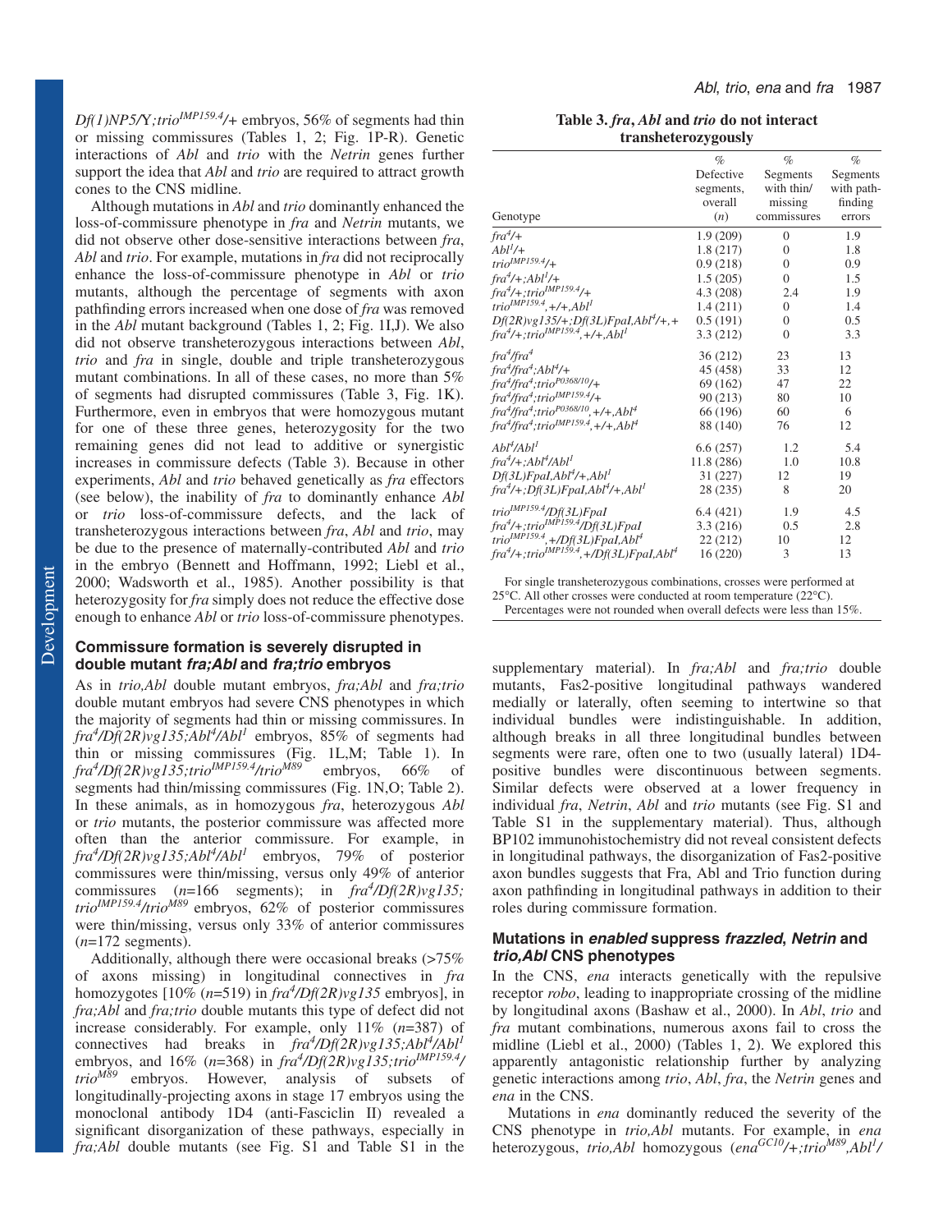*Df(1)NP5/Y;trio*$^{IMP159.4}$/+ embryos, 56% of segments had thin or missing commissures (Tables 1, 2; Fig. 1P-R). Genetic interactions of *Abl* and *trio* with the *Netrin* genes further support the idea that *Abl* and *trio* are required to attract growth cones to the CNS midline.

Although mutations in *Abl* and *trio* dominantly enhanced the loss-of-commissure phenotype in *fra* and *Netrin* mutants, we did not observe other dose-sensitive interactions between *fra*, *Abl* and *trio*. For example, mutations in *fra* did not reciprocally enhance the loss-of-commissure phenotype in *Abl* or *trio* mutants, although the percentage of segments with axon pathfinding errors increased when one dose of *fra* was removed in the *Abl* mutant background (Tables 1, 2; Fig. 1I,J). We also did not observe transheterozygous interactions between *Abl*, *trio* and *fra* in single, double and triple transheterozygous mutant combinations. In all of these cases, no more than 5% of segments had disrupted commissures (Table 3, Fig. 1K). Furthermore, even in embryos that were homozygous mutant for one of these three genes, heterozygosity for the two remaining genes did not lead to additive or synergistic increases in commissure defects (Table 3). Because in other experiments, *Abl* and *trio* behaved genetically as *fra* effectors (see below), the inability of *fra* to dominantly enhance *Abl* or *trio* loss-of-commissure defects, and the lack of transheterozygous interactions between *fra*, *Abl* and *trio*, may be due to the presence of maternally-contributed *Abl* and *trio* in the embryo (Bennett and Hoffmann, 1992; Liebl et al., 2000; Wadsworth et al., 1985). Another possibility is that heterozygosity for *fra* simply does not reduce the effective dose enough to enhance *Abl* or *trio* loss-of-commissure phenotypes.

**Table 3. *fra*, *Abl* and *trio* do not interact transheterozygously**

| Genotype | % Defective segments, overall (*n*) | % Segments with thin/ missing commissures | % Segments with path-finding errors |
|---|---|---|---|
| *fra*$^{4}$/+ | 1.9 (209) | 0 | 1.9 |
| *Abl*$^{1}$/+ | 1.8 (217) | 0 | 1.8 |
| *trio*$^{IMP159.4}$/+ | 0.9 (218) | 0 | 0.9 |
| *fra*$^{4}$/+;*Abl*$^{1}$/+ | 1.5 (205) | 0 | 1.5 |
| *fra*$^{4}$/+;*trio*$^{IMP159.4}$/+ | 4.3 (208) | 2.4 | 1.9 |
| *trio*$^{IMP159.4}$,+/+,*Abl*$^{1}$ | 1.4 (211) | 0 | 1.4 |
| *Df(2R)vg135*/+;*Df(3L)FpaI,Abl*$^{4}$/+,+ | 0.5 (191) | 0 | 0.5 |
| *fra*$^{4}$/+;*trio*$^{IMP159.4}$,+/+,*Abl*$^{1}$ | 3.3 (212) | 0 | 3.3 |
| *fra*$^{4}$/*fra*$^{4}$ | 36 (212) | 23 | 13 |
| *fra*$^{4}$/*fra*$^{4}$;*Abl*$^{4}$/+ | 45 (458) | 33 | 12 |
| *fra*$^{4}$/*fra*$^{4}$;*trio*$^{P0368/10}$/+ | 69 (162) | 47 | 22 |
| *fra*$^{4}$/*fra*$^{4}$;*trio*$^{IMP159.4}$/+ | 90 (213) | 80 | 10 |
| *fra*$^{4}$/*fra*$^{4}$;*trio*$^{P0368/10}$,+/+,*Abl*$^{4}$ | 66 (196) | 60 | 6 |
| *fra*$^{4}$/*fra*$^{4}$;*trio*$^{IMP159.4}$,+/+,*Abl*$^{4}$ | 88 (140) | 76 | 12 |
| *Abl*$^{4}$/*Abl*$^{1}$ | 6.6 (257) | 1.2 | 5.4 |
| *fra*$^{4}$/+;*Abl*$^{4}$/*Abl*$^{1}$ | 11.8 (286) | 1.0 | 10.8 |
| *Df(3L)FpaI,Abl*$^{4}$/+,*Abl*$^{1}$ | 31 (227) | 12 | 19 |
| *fra*$^{4}$/+;*Df(3L)FpaI,Abl*$^{4}$/+,*Abl*$^{1}$ | 28 (235) | 8 | 20 |
| *trio*$^{IMP159.4}$/*Df(3L)FpaI* | 6.4 (421) | 1.9 | 4.5 |
| *fra*$^{4}$/+;*trio*$^{IMP159.4}$/*Df(3L)FpaI* | 3.3 (216) | 0.5 | 2.8 |
| *trio*$^{IMP159.4}$,+/*Df(3L)FpaI,Abl*$^{4}$ | 22 (212) | 10 | 12 |
| *fra*$^{4}$/+;*trio*$^{IMP159.4}$,+/*Df(3L)FpaI,Abl*$^{4}$ | 16 (220) | 3 | 13 |

For single transheterozygous combinations, crosses were performed at 25°C. All other crosses were conducted at room temperature (22°C).
Percentages were not rounded when overall defects were less than 15%.

### Commissure formation is severely disrupted in double mutant *fra;Abl* and *fra;trio* embryos

As in *trio,Abl* double mutant embryos, *fra;Abl* and *fra;trio* double mutant embryos had severe CNS phenotypes in which the majority of segments had thin or missing commissures. In *fra*$^{4}$/*Df(2R)vg135;Abl*$^{4}$/*Abl*$^{1}$ embryos, 85% of segments had thin or missing commissures (Fig. 1L,M; Table 1). In *fra*$^{4}$/*Df(2R)vg135;trio*$^{IMP159.4}$/*trio*$^{M89}$ embryos, 66% of segments had thin/missing commissures (Fig. 1N,O; Table 2). In these animals, as in homozygous *fra*, heterozygous *Abl* or *trio* mutants, the posterior commissure was affected more often than the anterior commissure. For example, in *fra*$^{4}$/*Df(2R)vg135;Abl*$^{4}$/*Abl*$^{1}$ embryos, 79% of posterior commissures were thin/missing, versus only 49% of anterior commissures ($n$=166 segments); in *fra*$^{4}$/*Df(2R)vg135; trio*$^{IMP159.4}$/*trio*$^{M89}$ embryos, 62% of posterior commissures were thin/missing, versus only 33% of anterior commissures ($n$=172 segments).

Additionally, although there were occasional breaks (>75% of axons missing) in longitudinal connectives in *fra* homozygotes [10% ($n$=519) in *fra*$^{4}$/*Df(2R)vg135* embryos], in *fra;Abl* and *fra;trio* double mutants this type of defect did not increase considerably. For example, only 11% ($n$=387) of connectives had breaks in *fra*$^{4}$/*Df(2R)vg135;Abl*$^{4}$/*Abl*$^{1}$ embryos, and 16% ($n$=368) in *fra*$^{4}$/*Df(2R)vg135;trio*$^{IMP159.4}$/*trio*$^{M89}$ embryos. However, analysis of subsets of longitudinally-projecting axons in stage 17 embryos using the monoclonal antibody 1D4 (anti-Fasciclin II) revealed a significant disorganization of these pathways, especially in *fra;Abl* double mutants (see Fig. S1 and Table S1 in the supplementary material). In *fra;Abl* and *fra;trio* double mutants, Fas2-positive longitudinal pathways wandered medially or laterally, often seeming to intertwine so that individual bundles were indistinguishable. In addition, although breaks in all three longitudinal bundles between segments were rare, often one to two (usually lateral) 1D4-positive bundles were discontinuous between segments. Similar defects were observed at a lower frequency in individual *fra*, *Netrin*, *Abl* and *trio* mutants (see Fig. S1 and Table S1 in the supplementary material). Thus, although BP102 immunohistochemistry did not reveal consistent defects in longitudinal pathways, the disorganization of Fas2-positive axon bundles suggests that Fra, Abl and Trio function during axon pathfinding in longitudinal pathways in addition to their roles during commissure formation.

### Mutations in *enabled* suppress *frazzled*, *Netrin* and *trio,Abl* CNS phenotypes

In the CNS, *ena* interacts genetically with the repulsive receptor *robo*, leading to inappropriate crossing of the midline by longitudinal axons (Bashaw et al., 2000). In *Abl*, *trio* and *fra* mutant combinations, numerous axons fail to cross the midline (Liebl et al., 2000) (Tables 1, 2). We explored this apparently antagonistic relationship further by analyzing genetic interactions among *trio*, *Abl*, *fra*, the *Netrin* genes and *ena* in the CNS.

Mutations in *ena* dominantly reduced the severity of the CNS phenotype in *trio,Abl* mutants. For example, in *ena* heterozygous, *trio,Abl* homozygous (*ena*$^{GC10}$/+;*trio*$^{M89}$,*Abl*$^{1}$/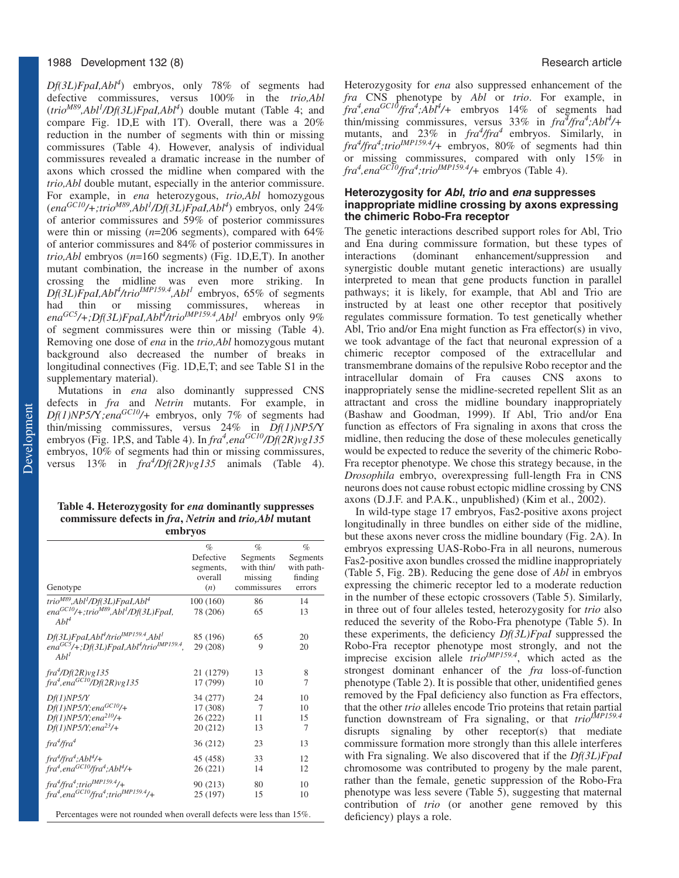*Df(3L)FpaI,Abl*$^{4}$) embryos, only 78% of segments had defective commissures, versus 100% in the *trio,Abl* (*trio*$^{M89}$*,Abl*$^{1}$*/Df(3L)FpaI,Abl*$^{4}$) double mutant (Table 4; and compare Fig. 1D,E with 1T). Overall, there was a 20% reduction in the number of segments with thin or missing commissures (Table 4). However, analysis of individual commissures revealed a dramatic increase in the number of axons which crossed the midline when compared with the *trio,Abl* double mutant, especially in the anterior commissure. For example, in *ena* heterozygous, *trio,Abl* homozygous (*ena*$^{GC10}$*/+;trio*$^{M89}$*,Abl*$^{1}$*/Df(3L)FpaI,Abl*$^{4}$) embryos, only 24% of anterior commissures and 59% of posterior commissures were thin or missing ($n$=206 segments), compared with 64% of anterior commissures and 84% of posterior commissures in *trio,Abl* embryos ($n$=160 segments) (Fig. 1D,E,T). In another mutant combination, the increase in the number of axons crossing the midline was even more striking. In *Df(3L)FpaI,Abl*$^{4}$*/trio*$^{IMP159.4}$*,Abl*$^{1}$ embryos, 65% of segments had thin or missing commissures, whereas in *ena*$^{GC5}$*/+;Df(3L)FpaI,Abl*$^{4}$*/trio*$^{IMP159.4}$*,Abl*$^{1}$ embryos only 9% of segment commissures were thin or missing (Table 4). Removing one dose of *ena* in the *trio,Abl* homozygous mutant background also decreased the number of breaks in longitudinal connectives (Fig. 1D,E,T; and see Table S1 in the supplementary material).

Mutations in *ena* also dominantly suppressed CNS defects in *fra* and *Netrin* mutants. For example, in *Df(1)NP5/Y;ena*$^{GC10}$*/+* embryos, only 7% of segments had thin/missing commissures, versus 24% in *Df(1)NP5/Y* embryos (Fig. 1P,S, and Table 4). In *fra*$^{4}$*,ena*$^{GC10}$*/Df(2R)vg135* embryos, 10% of segments had thin or missing commissures, versus 13% in *fra*$^{4}$*/Df(2R)vg135* animals (Table 4).

**Table 4. Heterozygosity for *ena* dominantly suppresses commissure defects in *fra*, *Netrin* and *trio,Abl* mutant embryos**

| Genotype | % Defective segments, overall (*n*) | % Segments with thin/ missing commissures | % Segments with path-finding errors |
|---|---|---|---|
| *trio*$^{M89}$*,Abl*$^{1}$*/Df(3L)FpaI,Abl*$^{4}$ | 100 (160) | 86 | 14 |
| *ena*$^{GC10}$*/+;trio*$^{M89}$*,Abl*$^{1}$*/Df(3L)FpaI, Abl*$^{4}$ | 78 (206) | 65 | 13 |
| *Df(3L)FpaI,Abl*$^{4}$*/trio*$^{IMP159.4}$*,Abl*$^{1}$ | 85 (196) | 65 | 20 |
| *ena*$^{GC5}$*/+;Df(3L)FpaI,Abl*$^{4}$*/trio*$^{IMP159.4}$*, Abl*$^{1}$ | 29 (208) | 9 | 20 |
| *fra*$^{4}$*/Df(2R)vg135* | 21 (1279) | 13 | 8 |
| *fra*$^{4}$*,ena*$^{GC10}$*/Df(2R)vg135* | 17 (799) | 10 | 7 |
| *Df(1)NP5/Y* | 34 (277) | 24 | 10 |
| *Df(1)NP5/Y;ena*$^{GC10}$*/+* | 17 (308) | 7 | 10 |
| *Df(1)NP5/Y;ena*$^{210}$*/+* | 26 (222) | 11 | 15 |
| *Df(1)NP5/Y;ena*$^{23}$*/+* | 20 (212) | 13 | 7 |
| *fra*$^{4}$*/fra*$^{4}$ | 36 (212) | 23 | 13 |
| *fra*$^{4}$*/fra*$^{4}$*;Abl*$^{4}$*/+* | 45 (458) | 33 | 12 |
| *fra*$^{4}$*,ena*$^{GC10}$*/fra*$^{4}$*;Abl*$^{4}$*/+* | 26 (221) | 14 | 12 |
| *fra*$^{4}$*/fra*$^{4}$*;trio*$^{IMP159.4}$*/+* | 90 (213) | 80 | 10 |
| *fra*$^{4}$*,ena*$^{GC10}$*/fra*$^{4}$*;trio*$^{IMP159.4}$*/+* | 25 (197) | 15 | 10 |

Percentages were not rounded when overall defects were less than 15%.

Heterozygosity for *ena* also suppressed enhancement of the *fra* CNS phenotype by *Abl* or *trio*. For example, in *fra*$^{4}$*,ena*$^{GC10}$*/fra*$^{4}$*;Abl*$^{4}$*/+* embryos 14% of segments had thin/missing commissures, versus 33% in *fra*$^{4}$*/fra*$^{4}$*;Abl*$^{4}$*/+* mutants, and 23% in *fra*$^{4}$*/fra*$^{4}$ embryos. Similarly, in *fra*$^{4}$*/fra*$^{4}$*;trio*$^{IMP159.4}$*/+* embryos, 80% of segments had thin or missing commissures, compared with only 15% in *fra*$^{4}$*,ena*$^{GC10}$*/fra*$^{4}$*;trio*$^{IMP159.4}$*/+* embryos (Table 4).

### Heterozygosity for *Abl*, *trio* and *ena* suppresses inappropriate midline crossing by axons expressing the chimeric Robo-Fra receptor

The genetic interactions described support roles for Abl, Trio and Ena during commissure formation, but these types of interactions (dominant enhancement/suppression and synergistic double mutant genetic interactions) are usually interpreted to mean that gene products function in parallel pathways; it is likely, for example, that Abl and Trio are instructed by at least one other receptor that positively regulates commissure formation. To test genetically whether Abl, Trio and/or Ena might function as Fra effector(s) in vivo, we took advantage of the fact that neuronal expression of a chimeric receptor composed of the extracellular and transmembrane domains of the repulsive Robo receptor and the intracellular domain of Fra causes CNS axons to inappropriately sense the midline-secreted repellent Slit as an attractant and cross the midline boundary inappropriately (Bashaw and Goodman, 1999). If Abl, Trio and/or Ena function as effectors of Fra signaling in axons that cross the midline, then reducing the dose of these molecules genetically would be expected to reduce the severity of the chimeric Robo-Fra receptor phenotype. We chose this strategy because, in the *Drosophila* embryo, overexpressing full-length Fra in CNS neurons does not cause robust ectopic midline crossing by CNS axons (D.J.F. and P.A.K., unpublished) (Kim et al., 2002).

In wild-type stage 17 embryos, Fas2-positive axons project longitudinally in three bundles on either side of the midline, but these axons never cross the midline boundary (Fig. 2A). In embryos expressing UAS-Robo-Fra in all neurons, numerous Fas2-positive axon bundles crossed the midline inappropriately (Table 5, Fig. 2B). Reducing the gene dose of *Abl* in embryos expressing the chimeric receptor led to a moderate reduction in the number of these ectopic crossovers (Table 5). Similarly, in three out of four alleles tested, heterozygosity for *trio* also reduced the severity of the Robo-Fra phenotype (Table 5). In these experiments, the deficiency *Df(3L)FpaI* suppressed the Robo-Fra receptor phenotype most strongly, and not the imprecise excision allele *trio*$^{IMP159.4}$, which acted as the strongest dominant enhancer of the *fra* loss-of-function phenotype (Table 2). It is possible that other, unidentified genes removed by the FpaI deficiency also function as Fra effectors, that the other *trio* alleles encode Trio proteins that retain partial function downstream of Fra signaling, or that *trio*$^{IMP159.4}$ disrupts signaling by other receptor(s) that mediate commissure formation more strongly than this allele interferes with Fra signaling. We also discovered that if the *Df(3L)FpaI* chromosome was contributed to progeny by the male parent, rather than the female, genetic suppression of the Robo-Fra phenotype was less severe (Table 5), suggesting that maternal contribution of *trio* (or another gene removed by this deficiency) plays a role.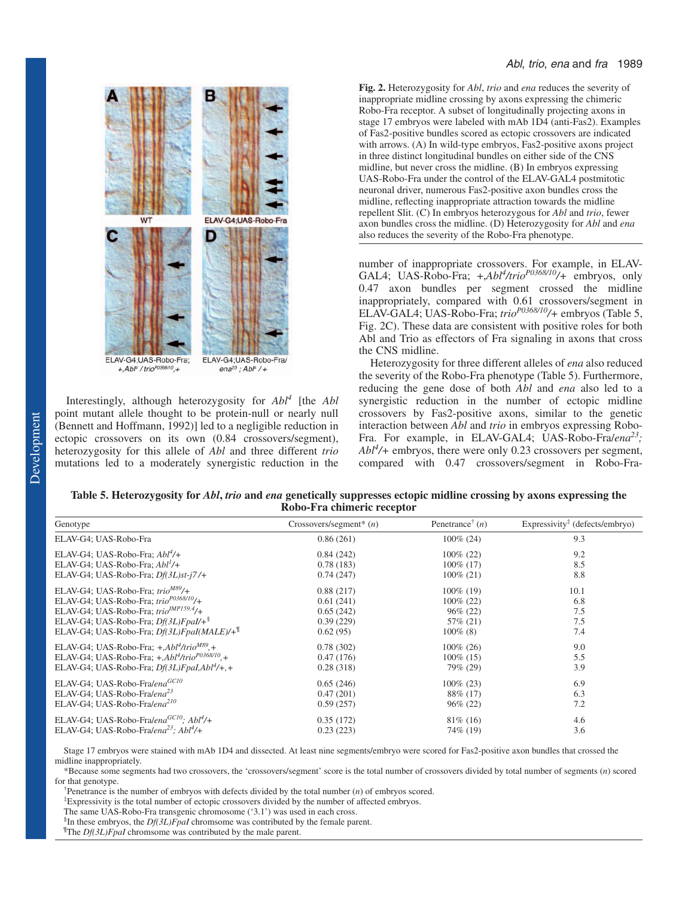**Fig. 2.** Heterozygosity for *Abl*, *trio* and *ena* reduces the severity of inappropriate midline crossing by axons expressing the chimeric Robo-Fra receptor. A subset of longitudinally projecting axons in stage 17 embryos were labeled with mAb 1D4 (anti-Fas2). Examples of Fas2-positive bundles scored as ectopic crossovers are indicated with arrows. (A) In wild-type embryos, Fas2-positive axons project in three distinct longitudinal bundles on either side of the CNS midline, but never cross the midline. (B) In embryos expressing UAS-Robo-Fra under the control of the ELAV-GAL4 postmitotic neuronal driver, numerous Fas2-positive axon bundles cross the midline, reflecting inappropriate attraction towards the midline repellent Slit. (C) In embryos heterozygous for *Abl* and *trio*, fewer axon bundles cross the midline. (D) Heterozygosity for *Abl* and *ena* also reduces the severity of the Robo-Fra phenotype.

Interestingly, although heterozygosity for $Abl^4$ [the *Abl* point mutant allele thought to be protein-null or nearly null (Bennett and Hoffmann, 1992)] led to a negligible reduction in ectopic crossovers on its own (0.84 crossovers/segment), heterozygosity for this allele of *Abl* and three different *trio* mutations led to a moderately synergistic reduction in the number of inappropriate crossovers. For example, in ELAV-GAL4; UAS-Robo-Fra; +,$Abl^4$/$trio^{P0368/10}$/+ embryos, only 0.47 axon bundles per segment crossed the midline inappropriately, compared with 0.61 crossovers/segment in ELAV-GAL4; UAS-Robo-Fra; $trio^{P0368/10}$/+ embryos (Table 5, Fig. 2C). These data are consistent with positive roles for both Abl and Trio as effectors of Fra signaling in axons that cross the CNS midline.

Heterozygosity for three different alleles of *ena* also reduced the severity of the Robo-Fra phenotype (Table 5). Furthermore, reducing the gene dose of both *Abl* and *ena* also led to a synergistic reduction in the number of ectopic midline crossovers by Fas2-positive axons, similar to the genetic interaction between *Abl* and *trio* in embryos expressing Robo-Fra. For example, in ELAV-GAL4; UAS-Robo-Fra/$ena^{23}$; $Abl^4$/+ embryos, there were only 0.23 crossovers per segment, compared with 0.47 crossovers/segment in Robo-Fra-

**Table 5. Heterozygosity for *Abl*, *trio* and *ena* genetically suppresses ectopic midline crossing by axons expressing the Robo-Fra chimeric receptor**

| Genotype | Crossovers/segment* (*n*) | Penetrance† (*n*) | Expressivity‡ (defects/embryo) |
|---|---|---|---|
| ELAV-G4; UAS-Robo-Fra | 0.86 (261) | 100% (24) | 9.3 |
| ELAV-G4; UAS-Robo-Fra; $Abl^4$/+ | 0.84 (242) | 100% (22) | 9.2 |
| ELAV-G4; UAS-Robo-Fra; $Abl^1$/+ | 0.78 (183) | 100% (17) | 8.5 |
| ELAV-G4; UAS-Robo-Fra; *Df(3L)st-j7*/+ | 0.74 (247) | 100% (21) | 8.8 |
| ELAV-G4; UAS-Robo-Fra; $trio^{M89}$/+ | 0.88 (217) | 100% (19) | 10.1 |
| ELAV-G4; UAS-Robo-Fra; $trio^{P0368/10}$/+ | 0.61 (241) | 100% (22) | 6.8 |
| ELAV-G4; UAS-Robo-Fra; $trio^{IMP159.4}$/+ | 0.65 (242) | 96% (22) | 7.5 |
| ELAV-G4; UAS-Robo-Fra; *Df(3L)FpaI*/+§ | 0.39 (229) | 57% (21) | 7.5 |
| ELAV-G4; UAS-Robo-Fra; *Df(3L)FpaI(MALE)*/+¶ | 0.62 (95) | 100% (8) | 7.4 |
| ELAV-G4; UAS-Robo-Fra; +,$Abl^4$/$trio^{M89}$,+ | 0.78 (302) | 100% (26) | 9.0 |
| ELAV-G4; UAS-Robo-Fra; +,$Abl^4$/$trio^{P0368/10}$,+ | 0.47 (176) | 100% (15) | 5.5 |
| ELAV-G4; UAS-Robo-Fra; *Df(3L)FpaI*,$Abl^4$/+,+ | 0.28 (318) | 79% (29) | 3.9 |
| ELAV-G4; UAS-Robo-Fra/$ena^{GC10}$ | 0.65 (246) | 100% (23) | 6.9 |
| ELAV-G4; UAS-Robo-Fra/$ena^{23}$ | 0.47 (201) | 88% (17) | 6.3 |
| ELAV-G4; UAS-Robo-Fra/$ena^{210}$ | 0.59 (257) | 96% (22) | 7.2 |
| ELAV-G4; UAS-Robo-Fra/$ena^{GC10}$; $Abl^4$/+ | 0.35 (172) | 81% (16) | 4.6 |
| ELAV-G4; UAS-Robo-Fra/$ena^{23}$; $Abl^4$/+ | 0.23 (223) | 74% (19) | 3.6 |

Stage 17 embryos were stained with mAb 1D4 and dissected. At least nine segments/embryo were scored for Fas2-positive axon bundles that crossed the midline inappropriately.

*Because some segments had two crossovers, the 'crossovers/segment' score is the total number of crossovers divided by total number of segments (*n*) scored for that genotype.

†Penetrance is the number of embryos with defects divided by the total number (*n*) of embryos scored.

‡Expressivity is the total number of ectopic crossovers divided by the number of affected embryos.

The same UAS-Robo-Fra transgenic chromosome ('3.1') was used in each cross.

§In these embryos, the *Df(3L)FpaI* chromsome was contributed by the female parent.

¶The *Df(3L)FpaI* chromsome was contributed by the male parent.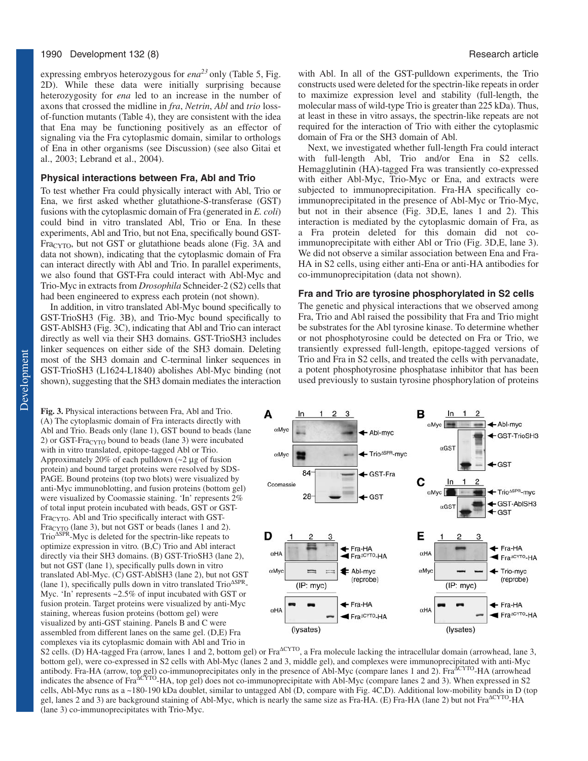expressing embryos heterozygous for *ena*[23] only (Table 5, Fig. 2D). While these data were initially surprising because heterozygosity for *ena* led to an increase in the number of axons that crossed the midline in *fra*, *Netrin*, *Abl* and *trio* loss-of-function mutants (Table 4), they are consistent with the idea that Ena may be functioning positively as an effector of signaling via the Fra cytoplasmic domain, similar to orthologs of Ena in other organisms (see Discussion) (see also Gitai et al., 2003; Lebrand et al., 2004).

### Physical interactions between Fra, Abl and Trio

To test whether Fra could physically interact with Abl, Trio or Ena, we first asked whether glutathione-S-transferase (GST) fusions with the cytoplasmic domain of Fra (generated in *E. coli*) could bind in vitro translated Abl, Trio or Ena. In these experiments, Abl and Trio, but not Ena, specifically bound GST-Fra$_{CYTO}$, but not GST or glutathione beads alone (Fig. 3A and data not shown), indicating that the cytoplasmic domain of Fra can interact directly with Abl and Trio. In parallel experiments, we also found that GST-Fra could interact with Abl-Myc and Trio-Myc in extracts from *Drosophila* Schneider-2 (S2) cells that had been engineered to express each protein (not shown).

In addition, in vitro translated Abl-Myc bound specifically to GST-TrioSH3 (Fig. 3B), and Trio-Myc bound specifically to GST-AblSH3 (Fig. 3C), indicating that Abl and Trio can interact directly as well via their SH3 domains. GST-TrioSH3 includes linker sequences on either side of the SH3 domain. Deleting most of the SH3 domain and C-terminal linker sequences in GST-TrioSH3 (L1624-L1840) abolishes Abl-Myc binding (not shown), suggesting that the SH3 domain mediates the interaction with Abl. In all of the GST-pulldown experiments, the Trio constructs used were deleted for the spectrin-like repeats in order to maximize expression level and stability (full-length, the molecular mass of wild-type Trio is greater than 225 kDa). Thus, at least in these in vitro assays, the spectrin-like repeats are not required for the interaction of Trio with either the cytoplasmic domain of Fra or the SH3 domain of Abl.

Next, we investigated whether full-length Fra could interact with full-length Abl, Trio and/or Ena in S2 cells. Hemagglutinin (HA)-tagged Fra was transiently co-expressed with either Abl-Myc, Trio-Myc or Ena, and extracts were subjected to immunoprecipitation. Fra-HA specifically co-immunoprecipitated in the presence of Abl-Myc or Trio-Myc, but not in their absence (Fig. 3D,E, lanes 1 and 2). This interaction is mediated by the cytoplasmic domain of Fra, as a Fra protein deleted for this domain did not co-immunoprecipitate with either Abl or Trio (Fig. 3D,E, lane 3). We did not observe a similar association between Ena and Fra-HA in S2 cells, using either anti-Ena or anti-HA antibodies for co-immunoprecipitation (data not shown).

### Fra and Trio are tyrosine phosphorylated in S2 cells

The genetic and physical interactions that we observed among Fra, Trio and Abl raised the possibility that Fra and Trio might be substrates for the Abl tyrosine kinase. To determine whether or not phosphotyrosine could be detected on Fra or Trio, we transiently expressed full-length, epitope-tagged versions of Trio and Fra in S2 cells, and treated the cells with pervanadate, a potent phosphotyrosine phosphatase inhibitor that has been used previously to sustain tyrosine phosphorylation of proteins

**Fig. 3.** Physical interactions between Fra, Abl and Trio. (A) The cytoplasmic domain of Fra interacts directly with Abl and Trio. Beads only (lane 1), GST bound to beads (lane 2) or GST-Fra$_{CYTO}$ bound to beads (lane 3) were incubated with in vitro translated, epitope-tagged Abl or Trio. Approximately 20% of each pulldown (~2 μg of fusion protein) and bound target proteins were resolved by SDS-PAGE. Bound proteins (top two blots) were visualized by anti-Myc immunoblotting, and fusion proteins (bottom gel) were visualized by Coomassie staining. 'In' represents 2% of total input protein incubated with beads, GST or GST-Fra$_{CYTO}$. Abl and Trio specifically interact with GST-Fra$_{CYTO}$ (lane 3), but not GST or beads (lanes 1 and 2). Trio$^{\Delta SPR}$-Myc is deleted for the spectrin-like repeats to optimize expression in vitro. (B,C) Trio and Abl interact directly via their SH3 domains. (B) GST-TrioSH3 (lane 2), but not GST (lane 1), specifically pulls down in vitro translated Abl-Myc. (C) GST-AblSH3 (lane 2), but not GST (lane 1), specifically pulls down in vitro translated Trio$^{\Delta SPR}$-Myc. 'In' represents ~2.5% of input incubated with GST or fusion protein. Target proteins were visualized by anti-Myc staining, whereas fusion proteins (bottom gel) were visualized by anti-GST staining. Panels B and C were assembled from different lanes on the same gel. (D,E) Fra complexes via its cytoplasmic domain with Abl and Trio in S2 cells. (D) HA-tagged Fra (arrow, lanes 1 and 2, bottom gel) or Fra$^{\Delta CYTO}$, a Fra molecule lacking the intracellular domain (arrowhead, lane 3, bottom gel), were co-expressed in S2 cells with Abl-Myc (lanes 2 and 3, middle gel), and complexes were immunoprecipitated with anti-Myc antibody. Fra-HA (arrow, top gel) co-immunoprecipitates only in the presence of Abl-Myc (compare lanes 1 and 2). Fra$^{\Delta CYTO}$-HA (arrowhead indicates the absence of Fra$^{\Delta CYTO}$-HA, top gel) does not co-immunoprecipitate with Abl-Myc (compare lanes 2 and 3). When expressed in S2 cells, Abl-Myc runs as a ~180-190 kDa doublet, similar to untagged Abl (D, compare with Fig. 4C,D). Additional low-mobility bands in D (top gel, lanes 2 and 3) are background staining of Abl-Myc, which is nearly the same size as Fra-HA. (E) Fra-HA (lane 2) but not Fra$^{\Delta CYTO}$-HA (lane 3) co-immunoprecipitates with Trio-Myc.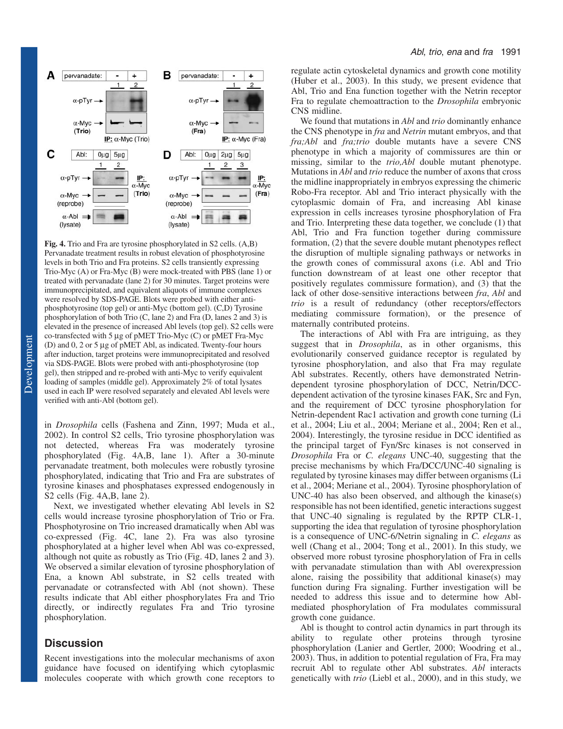**Fig. 4.** Trio and Fra are tyrosine phosphorylated in S2 cells. (A,B) Pervanadate treatment results in robust elevation of phosphotyrosine levels in both Trio and Fra proteins. S2 cells transiently expressing Trio-Myc (A) or Fra-Myc (B) were mock-treated with PBS (lane 1) or treated with pervanadate (lane 2) for 30 minutes. Target proteins were immunoprecipitated, and equivalent aliquots of immune complexes were resolved by SDS-PAGE. Blots were probed with either anti-phosphotyrosine (top gel) or anti-Myc (bottom gel). (C,D) Tyrosine phosphorylation of both Trio (C, lane 2) and Fra (D, lanes 2 and 3) is elevated in the presence of increased Abl levels (top gel). S2 cells were co-transfected with 5 μg of pMET Trio-Myc (C) or pMET Fra-Myc (D) and 0, 2 or 5 μg of pMET Abl, as indicated. Twenty-four hours after induction, target proteins were immunoprecipitated and resolved via SDS-PAGE. Blots were probed with anti-phosphotyrosine (top gel), then stripped and re-probed with anti-Myc to verify equivalent loading of samples (middle gel). Approximately 2% of total lysates used in each IP were resolved separately and elevated Abl levels were verified with anti-Abl (bottom gel).

in *Drosophila* cells (Fashena and Zinn, 1997; Muda et al., 2002). In control S2 cells, Trio tyrosine phosphorylation was not detected, whereas Fra was moderately tyrosine phosphorylated (Fig. 4A,B, lane 1). After a 30-minute pervanadate treatment, both molecules were robustly tyrosine phosphorylated, indicating that Trio and Fra are substrates of tyrosine kinases and phosphatases expressed endogenously in S2 cells (Fig. 4A,B, lane 2).

Next, we investigated whether elevating Abl levels in S2 cells would increase tyrosine phosphorylation of Trio or Fra. Phosphotyrosine on Trio increased dramatically when Abl was co-expressed (Fig. 4C, lane 2). Fra was also tyrosine phosphorylated at a higher level when Abl was co-expressed, although not quite as robustly as Trio (Fig. 4D, lanes 2 and 3). We observed a similar elevation of tyrosine phosphorylation of Ena, a known Abl substrate, in S2 cells treated with pervanadate or cotransfected with Abl (not shown). These results indicate that Abl either phosphorylates Fra and Trio directly, or indirectly regulates Fra and Trio tyrosine phosphorylation.

## Discussion

Recent investigations into the molecular mechanisms of axon guidance have focused on identifying which cytoplasmic molecules cooperate with which growth cone receptors to regulate actin cytoskeletal dynamics and growth cone motility (Huber et al., 2003). In this study, we present evidence that Abl, Trio and Ena function together with the Netrin receptor Fra to regulate chemoattraction to the *Drosophila* embryonic CNS midline.

We found that mutations in *Abl* and *trio* dominantly enhance the CNS phenotype in *fra* and *Netrin* mutant embryos, and that *fra;Abl* and *fra;trio* double mutants have a severe CNS phenotype in which a majority of commissures are thin or missing, similar to the *trio,Abl* double mutant phenotype. Mutations in *Abl* and *trio* reduce the number of axons that cross the midline inappropriately in embryos expressing the chimeric Robo-Fra receptor. Abl and Trio interact physically with the cytoplasmic domain of Fra, and increasing Abl kinase expression in cells increases tyrosine phosphorylation of Fra and Trio. Interpreting these data together, we conclude (1) that Abl, Trio and Fra function together during commissure formation, (2) that the severe double mutant phenotypes reflect the disruption of multiple signaling pathways or networks in the growth cones of commissural axons (i.e. Abl and Trio function downstream of at least one other receptor that positively regulates commissure formation), and (3) that the lack of other dose-sensitive interactions between *fra*, *Abl* and *trio* is a result of redundancy (other receptors/effectors mediating commissure formation), or the presence of maternally contributed proteins.

The interactions of Abl with Fra are intriguing, as they suggest that in *Drosophila*, as in other organisms, this evolutionarily conserved guidance receptor is regulated by tyrosine phosphorylation, and also that Fra may regulate Abl substrates. Recently, others have demonstrated Netrin-dependent tyrosine phosphorylation of DCC, Netrin/DCC-dependent activation of the tyrosine kinases FAK, Src and Fyn, and the requirement of DCC tyrosine phosphorylation for Netrin-dependent Rac1 activation and growth cone turning (Li et al., 2004; Liu et al., 2004; Meriane et al., 2004; Ren et al., 2004). Interestingly, the tyrosine residue in DCC identified as the principal target of Fyn/Src kinases is not conserved in *Drosophila* Fra or *C. elegans* UNC-40, suggesting that the precise mechanisms by which Fra/DCC/UNC-40 signaling is regulated by tyrosine kinases may differ between organisms (Li et al., 2004; Meriane et al., 2004). Tyrosine phosphorylation of UNC-40 has also been observed, and although the kinase(s) responsible has not been identified, genetic interactions suggest that UNC-40 signaling is regulated by the RPTP CLR-1, supporting the idea that regulation of tyrosine phosphorylation is a consequence of UNC-6/Netrin signaling in *C. elegans* as well (Chang et al., 2004; Tong et al., 2001). In this study, we observed more robust tyrosine phosphorylation of Fra in cells with pervanadate stimulation than with Abl overexpression alone, raising the possibility that additional kinase(s) may function during Fra signaling. Further investigation will be needed to address this issue and to determine how Abl-mediated phosphorylation of Fra modulates commissural growth cone guidance.

Abl is thought to control actin dynamics in part through its ability to regulate other proteins through tyrosine phosphorylation (Lanier and Gertler, 2000; Woodring et al., 2003). Thus, in addition to potential regulation of Fra, Fra may recruit Abl to regulate other Abl substrates. *Abl* interacts genetically with *trio* (Liebl et al., 2000), and in this study, we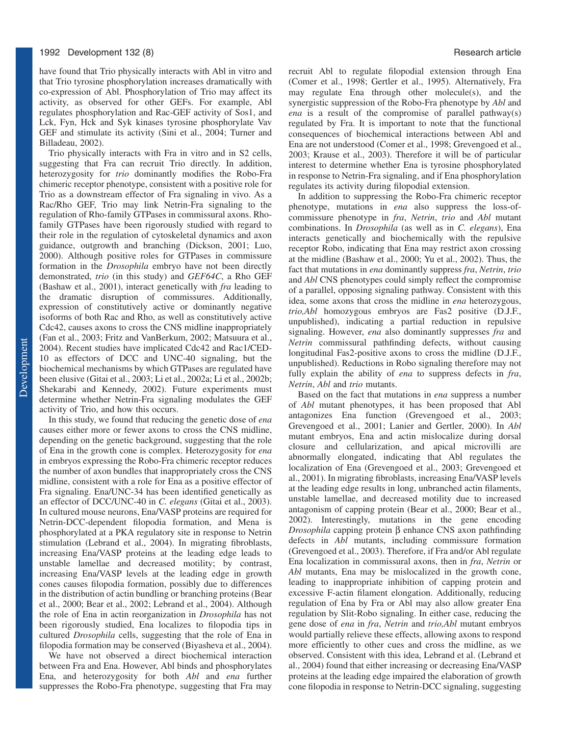have found that Trio physically interacts with Abl in vitro and that Trio tyrosine phosphorylation increases dramatically with co-expression of Abl. Phosphorylation of Trio may affect its activity, as observed for other GEFs. For example, Abl regulates phosphorylation and Rac-GEF activity of Sos1, and Lck, Fyn, Hck and Syk kinases tyrosine phosphorylate Vav GEF and stimulate its activity (Sini et al., 2004; Turner and Billadeau, 2002).

Trio physically interacts with Fra in vitro and in S2 cells, suggesting that Fra can recruit Trio directly. In addition, heterozygosity for *trio* dominantly modifies the Robo-Fra chimeric receptor phenotype, consistent with a positive role for Trio as a downstream effector of Fra signaling in vivo. As a Rac/Rho GEF, Trio may link Netrin-Fra signaling to the regulation of Rho-family GTPases in commissural axons. Rho-family GTPases have been rigorously studied with regard to their role in the regulation of cytoskeletal dynamics and axon guidance, outgrowth and branching (Dickson, 2001; Luo, 2000). Although positive roles for GTPases in commissure formation in the *Drosophila* embryo have not been directly demonstrated, *trio* (in this study) and *GEF64C*, a Rho GEF (Bashaw et al., 2001), interact genetically with *fra* leading to the dramatic disruption of commissures. Additionally, expression of constitutively active or dominantly negative isoforms of both Rac and Rho, as well as constitutively active Cdc42, causes axons to cross the CNS midline inappropriately (Fan et al., 2003; Fritz and VanBerkum, 2002; Matsuura et al., 2004). Recent studies have implicated Cdc42 and Rac1/CED-10 as effectors of DCC and UNC-40 signaling, but the biochemical mechanisms by which GTPases are regulated have been elusive (Gitai et al., 2003; Li et al., 2002a; Li et al., 2002b; Shekarabi and Kennedy, 2002). Future experiments must determine whether Netrin-Fra signaling modulates the GEF activity of Trio, and how this occurs.

In this study, we found that reducing the genetic dose of *ena* causes either more or fewer axons to cross the CNS midline, depending on the genetic background, suggesting that the role of Ena in the growth cone is complex. Heterozygosity for *ena* in embryos expressing the Robo-Fra chimeric receptor reduces the number of axon bundles that inappropriately cross the CNS midline, consistent with a role for Ena as a positive effector of Fra signaling. Ena/UNC-34 has been identified genetically as an effector of DCC/UNC-40 in *C. elegans* (Gitai et al., 2003). In cultured mouse neurons, Ena/VASP proteins are required for Netrin-DCC-dependent filopodia formation, and Mena is phosphorylated at a PKA regulatory site in response to Netrin stimulation (Lebrand et al., 2004). In migrating fibroblasts, increasing Ena/VASP proteins at the leading edge leads to unstable lamellae and decreased motility; by contrast, increasing Ena/VASP levels at the leading edge in growth cones causes filopodia formation, possibly due to differences in the distribution of actin bundling or branching proteins (Bear et al., 2000; Bear et al., 2002; Lebrand et al., 2004). Although the role of Ena in actin reorganization in *Drosophila* has not been rigorously studied, Ena localizes to filopodia tips in cultured *Drosophila* cells, suggesting that the role of Ena in filopodia formation may be conserved (Biyasheva et al., 2004).

We have not observed a direct biochemical interaction between Fra and Ena. However, Abl binds and phosphorylates Ena, and heterozygosity for both *Abl* and *ena* further suppresses the Robo-Fra phenotype, suggesting that Fra may recruit Abl to regulate filopodial extension through Ena (Comer et al., 1998; Gertler et al., 1995). Alternatively, Fra may regulate Ena through other molecule(s), and the synergistic suppression of the Robo-Fra phenotype by *Abl* and *ena* is a result of the compromise of parallel pathway(s) regulated by Fra. It is important to note that the functional consequences of biochemical interactions between Abl and Ena are not understood (Comer et al., 1998; Grevengoed et al., 2003; Krause et al., 2003). Therefore it will be of particular interest to determine whether Ena is tyrosine phosphorylated in response to Netrin-Fra signaling, and if Ena phosphorylation regulates its activity during filopodial extension.

In addition to suppressing the Robo-Fra chimeric receptor phenotype, mutations in *ena* also suppress the loss-of-commissure phenotype in *fra*, *Netrin*, *trio* and *Abl* mutant combinations. In *Drosophila* (as well as in *C. elegans*), Ena interacts genetically and biochemically with the repulsive receptor Robo, indicating that Ena may restrict axon crossing at the midline (Bashaw et al., 2000; Yu et al., 2002). Thus, the fact that mutations in *ena* dominantly suppress *fra*, *Netrin*, *trio* and *Abl* CNS phenotypes could simply reflect the compromise of a parallel, opposing signaling pathway. Consistent with this idea, some axons that cross the midline in *ena* heterozygous, *trio,Abl* homozygous embryos are Fas2 positive (D.J.F., unpublished), indicating a partial reduction in repulsive signaling. However, *ena* also dominantly suppresses *fra* and *Netrin* commissural pathfinding defects, without causing longitudinal Fas2-positive axons to cross the midline (D.J.F., unpublished). Reductions in Robo signaling therefore may not fully explain the ability of *ena* to suppress defects in *fra*, *Netrin*, *Abl* and *trio* mutants.

Based on the fact that mutations in *ena* suppress a number of *Abl* mutant phenotypes, it has been proposed that Abl antagonizes Ena function (Grevengoed et al., 2003; Grevengoed et al., 2001; Lanier and Gertler, 2000). In *Abl* mutant embryos, Ena and actin mislocalize during dorsal closure and cellularization, and apical microvilli are abnormally elongated, indicating that Abl regulates the localization of Ena (Grevengoed et al., 2003; Grevengoed et al., 2001). In migrating fibroblasts, increasing Ena/VASP levels at the leading edge results in long, unbranched actin filaments, unstable lamellae, and decreased motility due to increased antagonism of capping protein (Bear et al., 2000; Bear et al., 2002). Interestingly, mutations in the gene encoding *Drosophila* capping protein β enhance CNS axon pathfinding defects in *Abl* mutants, including commissure formation (Grevengoed et al., 2003). Therefore, if Fra and/or Abl regulate Ena localization in commissural axons, then in *fra*, *Netrin* or *Abl* mutants, Ena may be mislocalized in the growth cone, leading to inappropriate inhibition of capping protein and excessive F-actin filament elongation. Additionally, reducing regulation of Ena by Fra or Abl may also allow greater Ena regulation by Slit-Robo signaling. In either case, reducing the gene dose of *ena* in *fra*, *Netrin* and *trio,Abl* mutant embryos would partially relieve these effects, allowing axons to respond more efficiently to other cues and cross the midline, as we observed. Consistent with this idea, Lebrand et al. (Lebrand et al., 2004) found that either increasing or decreasing Ena/VASP proteins at the leading edge impaired the elaboration of growth cone filopodia in response to Netrin-DCC signaling, suggesting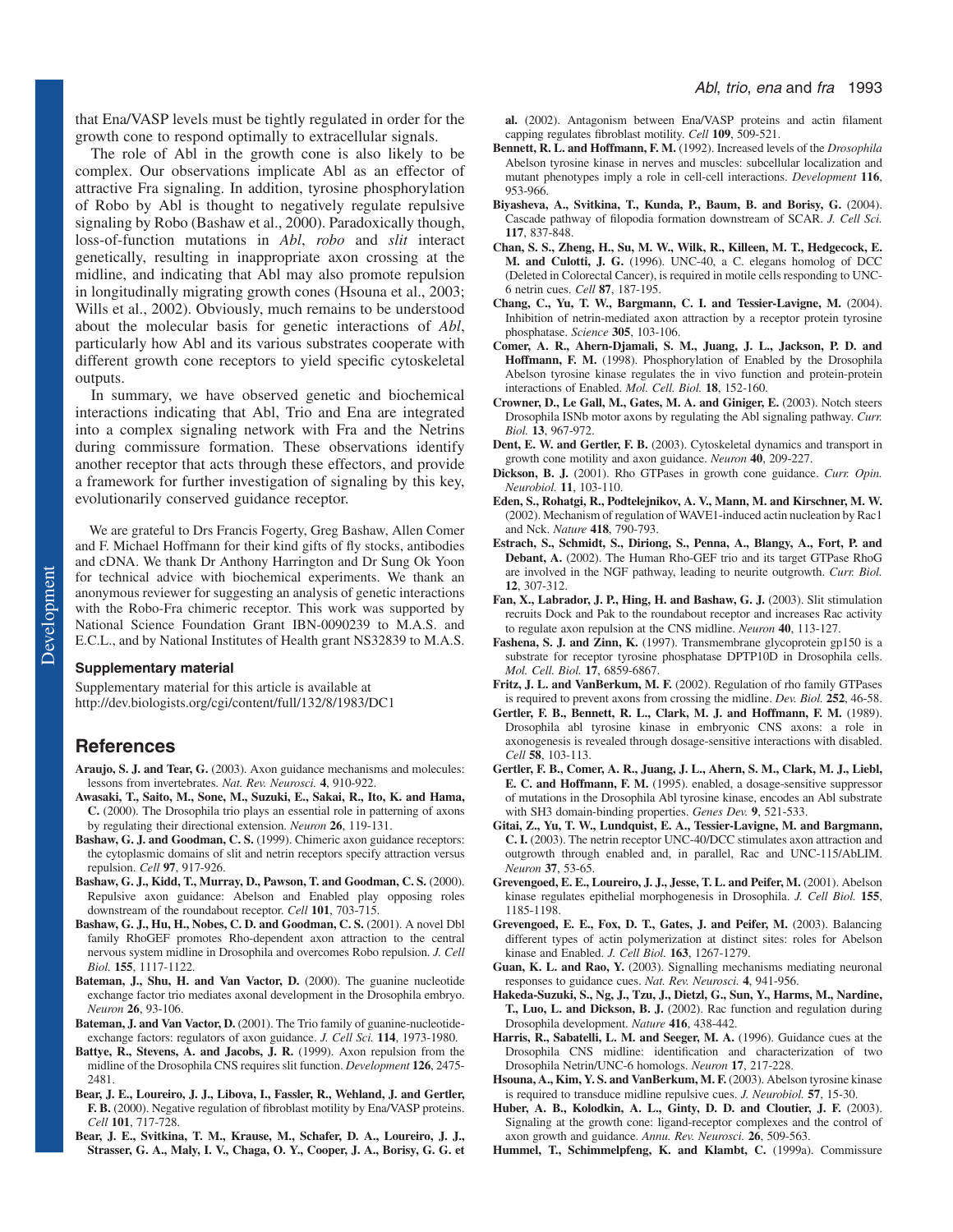that Ena/VASP levels must be tightly regulated in order for the growth cone to respond optimally to extracellular signals.

The role of Abl in the growth cone is also likely to be complex. Our observations implicate Abl as an effector of attractive Fra signaling. In addition, tyrosine phosphorylation of Robo by Abl is thought to negatively regulate repulsive signaling by Robo (Bashaw et al., 2000). Paradoxically though, loss-of-function mutations in *Abl*, *robo* and *slit* interact genetically, resulting in inappropriate axon crossing at the midline, and indicating that Abl may also promote repulsion in longitudinally migrating growth cones (Hsouna et al., 2003; Wills et al., 2002). Obviously, much remains to be understood about the molecular basis for genetic interactions of *Abl*, particularly how Abl and its various substrates cooperate with different growth cone receptors to yield specific cytoskeletal outputs.

In summary, we have observed genetic and biochemical interactions indicating that Abl, Trio and Ena are integrated into a complex signaling network with Fra and the Netrins during commissure formation. These observations identify another receptor that acts through these effectors, and provide a framework for further investigation of signaling by this key, evolutionarily conserved guidance receptor.

We are grateful to Drs Francis Fogerty, Greg Bashaw, Allen Comer and F. Michael Hoffmann for their kind gifts of fly stocks, antibodies and cDNA. We thank Dr Anthony Harrington and Dr Sung Ok Yoon for technical advice with biochemical experiments. We thank an anonymous reviewer for suggesting an analysis of genetic interactions with the Robo-Fra chimeric receptor. This work was supported by National Science Foundation Grant IBN-0090239 to M.A.S. and E.C.L., and by National Institutes of Health grant NS32839 to M.A.S.

### Supplementary material

Supplementary material for this article is available at http://dev.biologists.org/cgi/content/full/132/8/1983/DC1

## References

**Araujo, S. J. and Tear, G.** (2003). Axon guidance mechanisms and molecules: lessons from invertebrates. *Nat. Rev. Neurosci.* **4**, 910-922.

**Awasaki, T., Saito, M., Sone, M., Suzuki, E., Sakai, R., Ito, K. and Hama, C.** (2000). The Drosophila trio plays an essential role in patterning of axons by regulating their directional extension. *Neuron* **26**, 119-131.

**Bashaw, G. J. and Goodman, C. S.** (1999). Chimeric axon guidance receptors: the cytoplasmic domains of slit and netrin receptors specify attraction versus repulsion. *Cell* **97**, 917-926.

**Bashaw, G. J., Kidd, T., Murray, D., Pawson, T. and Goodman, C. S.** (2000). Repulsive axon guidance: Abelson and Enabled play opposing roles downstream of the roundabout receptor. *Cell* **101**, 703-715.

**Bashaw, G. J., Hu, H., Nobes, C. D. and Goodman, C. S.** (2001). A novel Dbl family RhoGEF promotes Rho-dependent axon attraction to the central nervous system midline in Drosophila and overcomes Robo repulsion. *J. Cell Biol.* **155**, 1117-1122.

**Bateman, J., Shu, H. and Van Vactor, D.** (2000). The guanine nucleotide exchange factor trio mediates axonal development in the Drosophila embryo. *Neuron* **26**, 93-106.

**Bateman, J. and Van Vactor, D.** (2001). The Trio family of guanine-nucleotide-exchange factors: regulators of axon guidance. *J. Cell Sci.* **114**, 1973-1980.

**Battye, R., Stevens, A. and Jacobs, J. R.** (1999). Axon repulsion from the midline of the Drosophila CNS requires slit function. *Development* **126**, 2475-2481.

**Bear, J. E., Loureiro, J. J., Libova, I., Fassler, R., Wehland, J. and Gertler, F. B.** (2000). Negative regulation of fibroblast motility by Ena/VASP proteins. *Cell* **101**, 717-728.

**Bear, J. E., Svitkina, T. M., Krause, M., Schafer, D. A., Loureiro, J. J., Strasser, G. A., Maly, I. V., Chaga, O. Y., Cooper, J. A., Borisy, G. G. et al.** (2002). Antagonism between Ena/VASP proteins and actin filament capping regulates fibroblast motility. *Cell* **109**, 509-521.

**Bennett, R. L. and Hoffmann, F. M.** (1992). Increased levels of the *Drosophila* Abelson tyrosine kinase in nerves and muscles: subcellular localization and mutant phenotypes imply a role in cell-cell interactions. *Development* **116**, 953-966.

**Biyasheva, A., Svitkina, T., Kunda, P., Baum, B. and Borisy, G.** (2004). Cascade pathway of filopodia formation downstream of SCAR. *J. Cell Sci.* **117**, 837-848.

**Chan, S. S., Zheng, H., Su, M. W., Wilk, R., Killeen, M. T., Hedgecock, E. M. and Culotti, J. G.** (1996). UNC-40, a C. elegans homolog of DCC (Deleted in Colorectal Cancer), is required in motile cells responding to UNC-6 netrin cues. *Cell* **87**, 187-195.

**Chang, C., Yu, T. W., Bargmann, C. I. and Tessier-Lavigne, M.** (2004). Inhibition of netrin-mediated axon attraction by a receptor protein tyrosine phosphatase. *Science* **305**, 103-106.

**Comer, A. R., Ahern-Djamali, S. M., Juang, J. L., Jackson, P. D. and Hoffmann, F. M.** (1998). Phosphorylation of Enabled by the Drosophila Abelson tyrosine kinase regulates the in vivo function and protein-protein interactions of Enabled. *Mol. Cell. Biol.* **18**, 152-160.

**Crowner, D., Le Gall, M., Gates, M. A. and Giniger, E.** (2003). Notch steers Drosophila ISNb motor axons by regulating the Abl signaling pathway. *Curr. Biol.* **13**, 967-972.

**Dent, E. W. and Gertler, F. B.** (2003). Cytoskeletal dynamics and transport in growth cone motility and axon guidance. *Neuron* **40**, 209-227.

**Dickson, B. J.** (2001). Rho GTPases in growth cone guidance. *Curr. Opin. Neurobiol.* **11**, 103-110.

**Eden, S., Rohatgi, R., Podtelejnikov, A. V., Mann, M. and Kirschner, M. W.** (2002). Mechanism of regulation of WAVE1-induced actin nucleation by Rac1 and Nck. *Nature* **418**, 790-793.

**Estrach, S., Schmidt, S., Diriong, S., Penna, A., Blangy, A., Fort, P. and Debant, A.** (2002). The Human Rho-GEF trio and its target GTPase RhoG are involved in the NGF pathway, leading to neurite outgrowth. *Curr. Biol.* **12**, 307-312.

**Fan, X., Labrador, J. P., Hing, H. and Bashaw, G. J.** (2003). Slit stimulation recruits Dock and Pak to the roundabout receptor and increases Rac activity to regulate axon repulsion at the CNS midline. *Neuron* **40**, 113-127.

**Fashena, S. J. and Zinn, K.** (1997). Transmembrane glycoprotein gp150 is a substrate for receptor tyrosine phosphatase DPTP10D in Drosophila cells. *Mol. Cell. Biol.* **17**, 6859-6867.

**Fritz, J. L. and VanBerkum, M. F.** (2002). Regulation of rho family GTPases is required to prevent axons from crossing the midline. *Dev. Biol.* **252**, 46-58.

**Gertler, F. B., Bennett, R. L., Clark, M. J. and Hoffmann, F. M.** (1989). Drosophila abl tyrosine kinase in embryonic CNS axons: a role in axonogenesis is revealed through dosage-sensitive interactions with disabled. *Cell* **58**, 103-113.

**Gertler, F. B., Comer, A. R., Juang, J. L., Ahern, S. M., Clark, M. J., Liebl, E. C. and Hoffmann, F. M.** (1995). enabled, a dosage-sensitive suppressor of mutations in the Drosophila Abl tyrosine kinase, encodes an Abl substrate with SH3 domain-binding properties. *Genes Dev.* **9**, 521-533.

**Gitai, Z., Yu, T. W., Lundquist, E. A., Tessier-Lavigne, M. and Bargmann, C. I.** (2003). The netrin receptor UNC-40/DCC stimulates axon attraction and outgrowth through enabled and, in parallel, Rac and UNC-115/AbLIM. *Neuron* **37**, 53-65.

**Grevengoed, E. E., Loureiro, J. J., Jesse, T. L. and Peifer, M.** (2001). Abelson kinase regulates epithelial morphogenesis in Drosophila. *J. Cell Biol.* **155**, 1185-1198.

**Grevengoed, E. E., Fox, D. T., Gates, J. and Peifer, M.** (2003). Balancing different types of actin polymerization at distinct sites: roles for Abelson kinase and Enabled. *J. Cell Biol.* **163**, 1267-1279.

**Guan, K. L. and Rao, Y.** (2003). Signalling mechanisms mediating neuronal responses to guidance cues. *Nat. Rev. Neurosci.* **4**, 941-956.

**Hakeda-Suzuki, S., Ng, J., Tzu, J., Dietzl, G., Sun, Y., Harms, M., Nardine, T., Luo, L. and Dickson, B. J.** (2002). Rac function and regulation during Drosophila development. *Nature* **416**, 438-442.

**Harris, R., Sabatelli, L. M. and Seeger, M. A.** (1996). Guidance cues at the Drosophila CNS midline: identification and characterization of two Drosophila Netrin/UNC-6 homologs. *Neuron* **17**, 217-228.

**Hsouna, A., Kim, Y. S. and VanBerkum, M. F.** (2003). Abelson tyrosine kinase is required to transduce midline repulsive cues. *J. Neurobiol.* **57**, 15-30.

**Huber, A. B., Kolodkin, A. L., Ginty, D. D. and Cloutier, J. F.** (2003). Signaling at the growth cone: ligand-receptor complexes and the control of axon growth and guidance. *Annu. Rev. Neurosci.* **26**, 509-563.

**Hummel, T., Schimmelpfeng, K. and Klambt, C.** (1999a). Commissure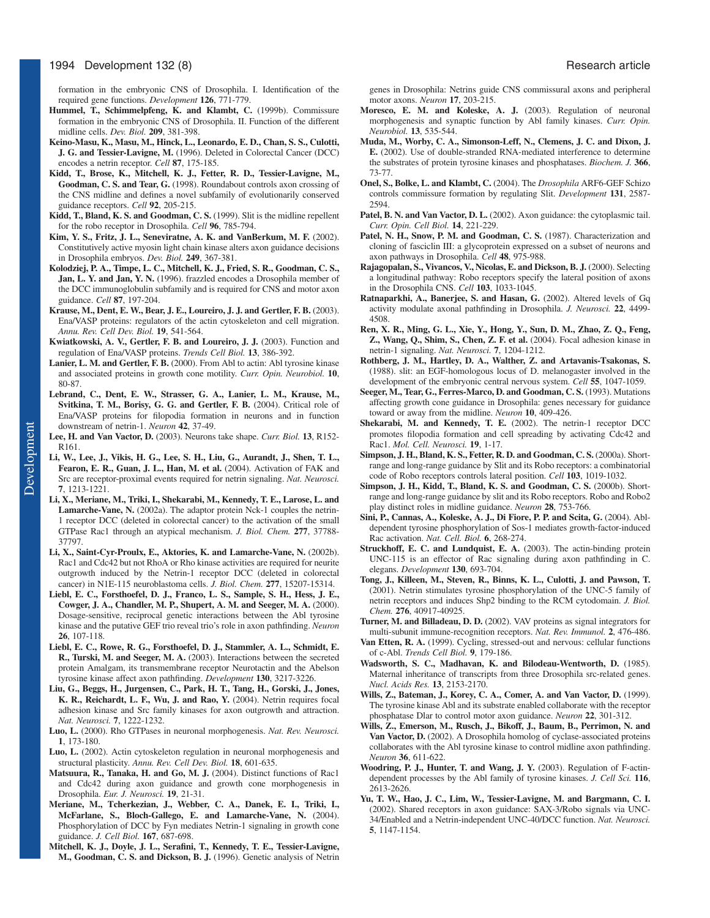formation in the embryonic CNS of Drosophila. I. Identification of the required gene functions. *Development* **126**, 771-779.

**Hummel, T., Schimmelpfeng, K. and Klambt, C.** (1999b). Commissure formation in the embryonic CNS of Drosophila. II. Function of the different midline cells. *Dev. Biol.* **209**, 381-398.

**Keino-Masu, K., Masu, M., Hinck, L., Leonardo, E. D., Chan, S. S., Culotti, J. G. and Tessier-Lavigne, M.** (1996). Deleted in Colorectal Cancer (DCC) encodes a netrin receptor. *Cell* **87**, 175-185.

**Kidd, T., Brose, K., Mitchell, K. J., Fetter, R. D., Tessier-Lavigne, M., Goodman, C. S. and Tear, G.** (1998). Roundabout controls axon crossing of the CNS midline and defines a novel subfamily of evolutionarily conserved guidance receptors. *Cell* **92**, 205-215.

**Kidd, T., Bland, K. S. and Goodman, C. S.** (1999). Slit is the midline repellent for the robo receptor in Drosophila. *Cell* **96**, 785-794.

**Kim, Y. S., Fritz, J. L., Seneviratne, A. K. and VanBerkum, M. F.** (2002). Constitutively active myosin light chain kinase alters axon guidance decisions in Drosophila embryos. *Dev. Biol.* **249**, 367-381.

**Kolodziej, P. A., Timpe, L. C., Mitchell, K. J., Fried, S. R., Goodman, C. S., Jan, L. Y. and Jan, Y. N.** (1996). frazzled encodes a Drosophila member of the DCC immunoglobulin subfamily and is required for CNS and motor axon guidance. *Cell* **87**, 197-204.

**Krause, M., Dent, E. W., Bear, J. E., Loureiro, J. J. and Gertler, F. B.** (2003). Ena/VASP proteins: regulators of the actin cytoskeleton and cell migration. *Annu. Rev. Cell Dev. Biol.* **19**, 541-564.

**Kwiatkowski, A. V., Gertler, F. B. and Loureiro, J. J.** (2003). Function and regulation of Ena/VASP proteins. *Trends Cell Biol.* **13**, 386-392.

**Lanier, L. M. and Gertler, F. B.** (2000). From Abl to actin: Abl tyrosine kinase and associated proteins in growth cone motility. *Curr. Opin. Neurobiol.* **10**, 80-87.

**Lebrand, C., Dent, E. W., Strasser, G. A., Lanier, L. M., Krause, M., Svitkina, T. M., Borisy, G. G. and Gertler, F. B.** (2004). Critical role of Ena/VASP proteins for filopodia formation in neurons and in function downstream of netrin-1. *Neuron* **42**, 37-49.

**Lee, H. and Van Vactor, D.** (2003). Neurons take shape. *Curr. Biol.* **13**, R152-R161.

**Li, W., Lee, J., Vikis, H. G., Lee, S. H., Liu, G., Aurandt, J., Shen, T. L., Fearon, E. R., Guan, J. L., Han, M. et al.** (2004). Activation of FAK and Src are receptor-proximal events required for netrin signaling. *Nat. Neurosci.* **7**, 1213-1221.

**Li, X., Meriane, M., Triki, I., Shekarabi, M., Kennedy, T. E., Larose, L. and Lamarche-Vane, N.** (2002a). The adaptor protein Nck-1 couples the netrin-1 receptor DCC (deleted in colorectal cancer) to the activation of the small GTPase Rac1 through an atypical mechanism. *J. Biol. Chem.* **277**, 37788-37797.

**Li, X., Saint-Cyr-Proulx, E., Aktories, K. and Lamarche-Vane, N.** (2002b). Rac1 and Cdc42 but not RhoA or Rho kinase activities are required for neurite outgrowth induced by the Netrin-1 receptor DCC (deleted in colorectal cancer) in N1E-115 neuroblastoma cells. *J. Biol. Chem.* **277**, 15207-15314.

**Liebl, E. C., Forsthoefel, D. J., Franco, L. S., Sample, S. H., Hess, J. E., Cowger, J. A., Chandler, M. P., Shupert, A. M. and Seeger, M. A.** (2000). Dosage-sensitive, reciprocal genetic interactions between the Abl tyrosine kinase and the putative GEF trio reveal trio's role in axon pathfinding. *Neuron* **26**, 107-118.

**Liebl, E. C., Rowe, R. G., Forsthoefel, D. J., Stammler, A. L., Schmidt, E. R., Turski, M. and Seeger, M. A.** (2003). Interactions between the secreted protein Amalgam, its transmembrane receptor Neurotactin and the Abelson tyrosine kinase affect axon pathfinding. *Development* **130**, 3217-3226.

**Liu, G., Beggs, H., Jurgensen, C., Park, H. T., Tang, H., Gorski, J., Jones, K. R., Reichardt, L. F., Wu, J. and Rao, Y.** (2004). Netrin requires focal adhesion kinase and Src family kinases for axon outgrowth and attraction. *Nat. Neurosci.* **7**, 1222-1232.

**Luo, L.** (2000). Rho GTPases in neuronal morphogenesis. *Nat. Rev. Neurosci.* **1**, 173-180.

**Luo, L.** (2002). Actin cytoskeleton regulation in neuronal morphogenesis and structural plasticity. *Annu. Rev. Cell Dev. Biol.* **18**, 601-635.

**Matsuura, R., Tanaka, H. and Go, M. J.** (2004). Distinct functions of Rac1 and Cdc42 during axon guidance and growth cone morphogenesis in Drosophila. *Eur. J. Neurosci.* **19**, 21-31.

**Meriane, M., Tcherkezian, J., Webber, C. A., Danek, E. I., Triki, I., McFarlane, S., Bloch-Gallego, E. and Lamarche-Vane, N.** (2004). Phosphorylation of DCC by Fyn mediates Netrin-1 signaling in growth cone guidance. *J. Cell Biol.* **167**, 687-698.

**Mitchell, K. J., Doyle, J. L., Serafini, T., Kennedy, T. E., Tessier-Lavigne, M., Goodman, C. S. and Dickson, B. J.** (1996). Genetic analysis of Netrin genes in Drosophila: Netrins guide CNS commissural axons and peripheral motor axons. *Neuron* **17**, 203-215.

**Moresco, E. M. and Koleske, A. J.** (2003). Regulation of neuronal morphogenesis and synaptic function by Abl family kinases. *Curr. Opin. Neurobiol.* **13**, 535-544.

**Muda, M., Worby, C. A., Simonson-Leff, N., Clemens, J. C. and Dixon, J. E.** (2002). Use of double-stranded RNA-mediated interference to determine the substrates of protein tyrosine kinases and phosphatases. *Biochem. J.* **366**, 73-77.

**Onel, S., Bolke, L. and Klambt, C.** (2004). The *Drosophila* ARF6-GEF Schizo controls commissure formation by regulating Slit. *Development* **131**, 2587-2594.

**Patel, B. N. and Van Vactor, D. L.** (2002). Axon guidance: the cytoplasmic tail. *Curr. Opin. Cell Biol.* **14**, 221-229.

**Patel, N. H., Snow, P. M. and Goodman, C. S.** (1987). Characterization and cloning of fasciclin III: a glycoprotein expressed on a subset of neurons and axon pathways in Drosophila. *Cell* **48**, 975-988.

**Rajagopalan, S., Vivancos, V., Nicolas, E. and Dickson, B. J.** (2000). Selecting a longitudinal pathway: Robo receptors specify the lateral position of axons in the Drosophila CNS. *Cell* **103**, 1033-1045.

**Ratnaparkhi, A., Banerjee, S. and Hasan, G.** (2002). Altered levels of Gq activity modulate axonal pathfinding in Drosophila. *J. Neurosci.* **22**, 4499-4508.

**Ren, X. R., Ming, G. L., Xie, Y., Hong, Y., Sun, D. M., Zhao, Z. Q., Feng, Z., Wang, Q., Shim, S., Chen, Z. F. et al.** (2004). Focal adhesion kinase in netrin-1 signaling. *Nat. Neurosci.* **7**, 1204-1212.

**Rothberg, J. M., Hartley, D. A., Walther, Z. and Artavanis-Tsakonas, S.** (1988). slit: an EGF-homologous locus of D. melanogaster involved in the development of the embryonic central nervous system. *Cell* **55**, 1047-1059.

**Seeger, M., Tear, G., Ferres-Marco, D. and Goodman, C. S.** (1993). Mutations affecting growth cone guidance in Drosophila: genes necessary for guidance toward or away from the midline. *Neuron* **10**, 409-426.

**Shekarabi, M. and Kennedy, T. E.** (2002). The netrin-1 receptor DCC promotes filopodia formation and cell spreading by activating Cdc42 and Rac1. *Mol. Cell. Neurosci.* **19**, 1-17.

**Simpson, J. H., Bland, K. S., Fetter, R. D. and Goodman, C. S.** (2000a). Short-range and long-range guidance by Slit and its Robo receptors: a combinatorial code of Robo receptors controls lateral position. *Cell* **103**, 1019-1032.

**Simpson, J. H., Kidd, T., Bland, K. S. and Goodman, C. S.** (2000b). Short-range and long-range guidance by slit and its Robo receptors. Robo and Robo2 play distinct roles in midline guidance. *Neuron* **28**, 753-766.

**Sini, P., Cannas, A., Koleske, A. J., Di Fiore, P. P. and Scita, G.** (2004). Abl-dependent tyrosine phosphorylation of Sos-1 mediates growth-factor-induced Rac activation. *Nat. Cell. Biol.* **6**, 268-274.

**Struckhoff, E. C. and Lundquist, E. A.** (2003). The actin-binding protein UNC-115 is an effector of Rac signaling during axon pathfinding in C. elegans. *Development* **130**, 693-704.

**Tong, J., Killeen, M., Steven, R., Binns, K. L., Culotti, J. and Pawson, T.** (2001). Netrin stimulates tyrosine phosphorylation of the UNC-5 family of netrin receptors and induces Shp2 binding to the RCM cytodomain. *J. Biol. Chem.* **276**, 40917-40925.

**Turner, M. and Billadeau, D. D.** (2002). VAV proteins as signal integrators for multi-subunit immune-recognition receptors. *Nat. Rev. Immunol.* **2**, 476-486.

**Van Etten, R. A.** (1999). Cycling, stressed-out and nervous: cellular functions of c-Abl. *Trends Cell Biol.* **9**, 179-186.

**Wadsworth, S. C., Madhavan, K. and Bilodeau-Wentworth, D.** (1985). Maternal inheritance of transcripts from three Drosophila src-related genes. *Nucl. Acids Res.* **13**, 2153-2170.

**Wills, Z., Bateman, J., Korey, C. A., Comer, A. and Van Vactor, D.** (1999). The tyrosine kinase Abl and its substrate enabled collaborate with the receptor phosphatase Dlar to control motor axon guidance. *Neuron* **22**, 301-312.

**Wills, Z., Emerson, M., Rusch, J., Bikoff, J., Baum, B., Perrimon, N. and Van Vactor, D.** (2002). A Drosophila homolog of cyclase-associated proteins collaborates with the Abl tyrosine kinase to control midline axon pathfinding. *Neuron* **36**, 611-622.

**Woodring, P. J., Hunter, T. and Wang, J. Y.** (2003). Regulation of F-actin-dependent processes by the Abl family of tyrosine kinases. *J. Cell Sci.* **116**, 2613-2626.

**Yu, T. W., Hao, J. C., Lim, W., Tessier-Lavigne, M. and Bargmann, C. I.** (2002). Shared receptors in axon guidance: SAX-3/Robo signals via UNC-34/Enabled and a Netrin-independent UNC-40/DCC function. *Nat. Neurosci.* **5**, 1147-1154.